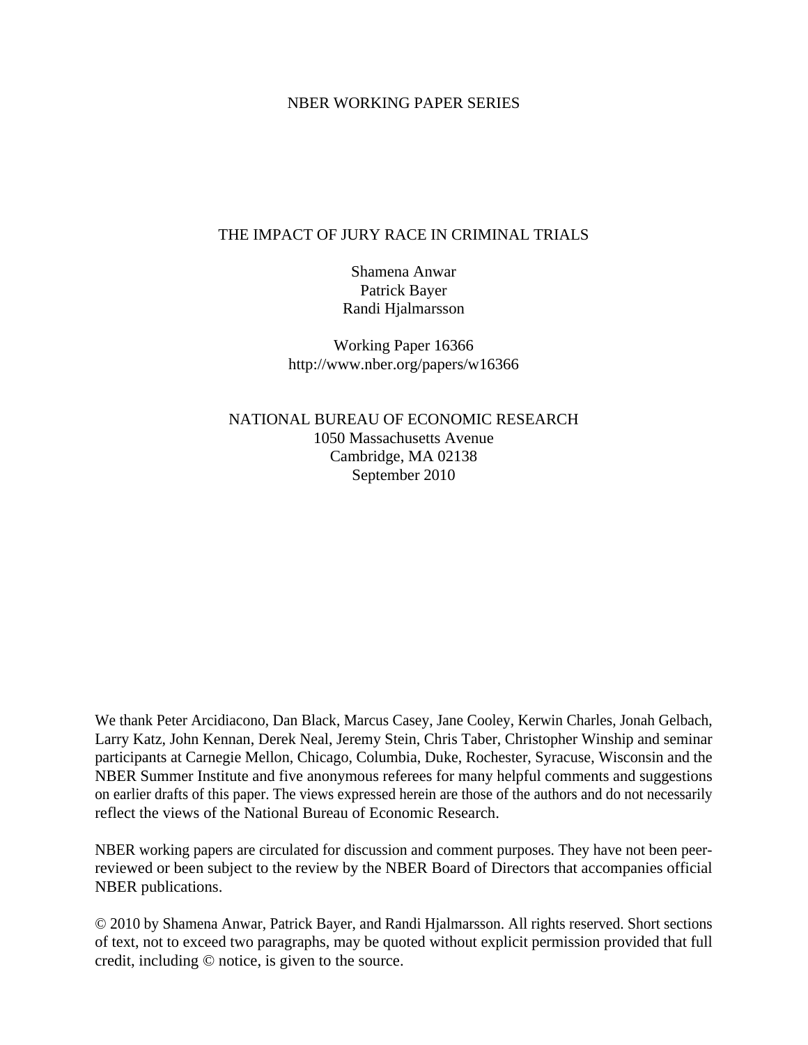NBER WORKING PAPER SERIES

# THE IMPACT OF JURY RACE IN CRIMINAL TRIALS

Shamena Anwar
Patrick Bayer
Randi Hjalmarsson

Working Paper 16366
http://www.nber.org/papers/w16366

NATIONAL BUREAU OF ECONOMIC RESEARCH
1050 Massachusetts Avenue
Cambridge, MA 02138
September 2010

We thank Peter Arcidiacono, Dan Black, Marcus Casey, Jane Cooley, Kerwin Charles, Jonah Gelbach, Larry Katz, John Kennan, Derek Neal, Jeremy Stein, Chris Taber, Christopher Winship and seminar participants at Carnegie Mellon, Chicago, Columbia, Duke, Rochester, Syracuse, Wisconsin and the NBER Summer Institute and five anonymous referees for many helpful comments and suggestions on earlier drafts of this paper. The views expressed herein are those of the authors and do not necessarily reflect the views of the National Bureau of Economic Research.

NBER working papers are circulated for discussion and comment purposes. They have not been peer-reviewed or been subject to the review by the NBER Board of Directors that accompanies official NBER publications.

© 2010 by Shamena Anwar, Patrick Bayer, and Randi Hjalmarsson. All rights reserved. Short sections of text, not to exceed two paragraphs, may be quoted without explicit permission provided that full credit, including © notice, is given to the source.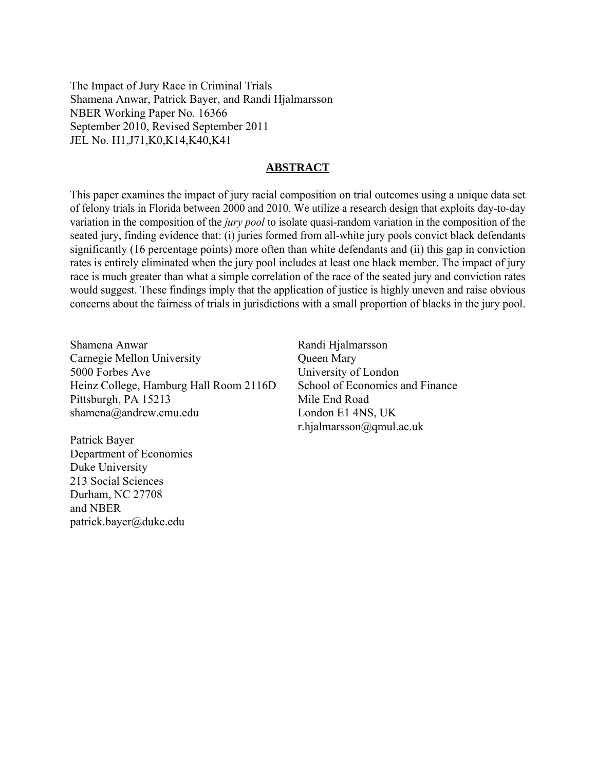The Impact of Jury Race in Criminal Trials
Shamena Anwar, Patrick Bayer, and Randi Hjalmarsson
NBER Working Paper No. 16366
September 2010, Revised September 2011
JEL No. H1,J71,K0,K14,K40,K41

## ABSTRACT

This paper examines the impact of jury racial composition on trial outcomes using a unique data set of felony trials in Florida between 2000 and 2010. We utilize a research design that exploits day-to-day variation in the composition of the *jury pool* to isolate quasi-random variation in the composition of the seated jury, finding evidence that: (i) juries formed from all-white jury pools convict black defendants significantly (16 percentage points) more often than white defendants and (ii) this gap in conviction rates is entirely eliminated when the jury pool includes at least one black member. The impact of jury race is much greater than what a simple correlation of the race of the seated jury and conviction rates would suggest. These findings imply that the application of justice is highly uneven and raise obvious concerns about the fairness of trials in jurisdictions with a small proportion of blacks in the jury pool.

Shamena Anwar
Carnegie Mellon University
5000 Forbes Ave
Heinz College, Hamburg Hall Room 2116D
Pittsburgh, PA 15213
shamena@andrew.cmu.edu

Patrick Bayer
Department of Economics
Duke University
213 Social Sciences
Durham, NC 27708
and NBER
patrick.bayer@duke.edu

Randi Hjalmarsson
Queen Mary
University of London
School of Economics and Finance
Mile End Road
London E1 4NS, UK
r.hjalmarsson@qmul.ac.uk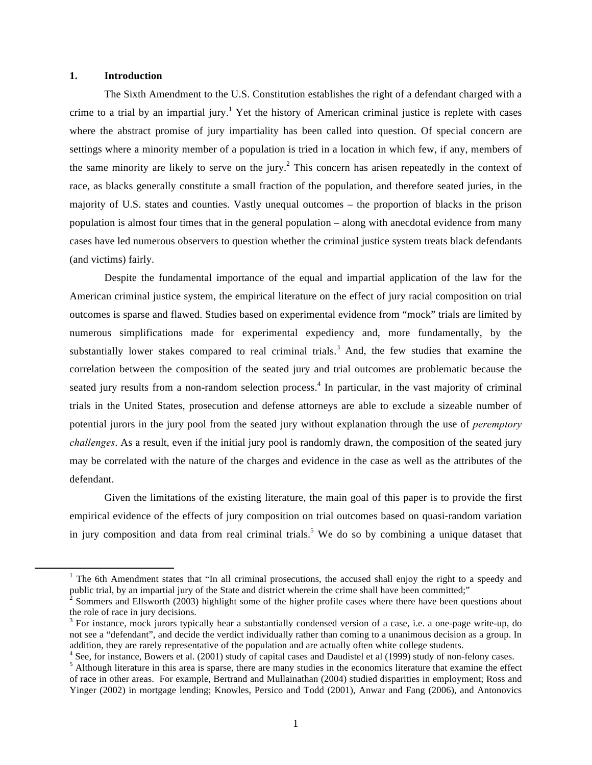## 1. Introduction

The Sixth Amendment to the U.S. Constitution establishes the right of a defendant charged with a crime to a trial by an impartial jury.[1] Yet the history of American criminal justice is replete with cases where the abstract promise of jury impartiality has been called into question. Of special concern are settings where a minority member of a population is tried in a location in which few, if any, members of the same minority are likely to serve on the jury.[2] This concern has arisen repeatedly in the context of race, as blacks generally constitute a small fraction of the population, and therefore seated juries, in the majority of U.S. states and counties. Vastly unequal outcomes – the proportion of blacks in the prison population is almost four times that in the general population – along with anecdotal evidence from many cases have led numerous observers to question whether the criminal justice system treats black defendants (and victims) fairly.

Despite the fundamental importance of the equal and impartial application of the law for the American criminal justice system, the empirical literature on the effect of jury racial composition on trial outcomes is sparse and flawed. Studies based on experimental evidence from "mock" trials are limited by numerous simplifications made for experimental expediency and, more fundamentally, by the substantially lower stakes compared to real criminal trials.[3] And, the few studies that examine the correlation between the composition of the seated jury and trial outcomes are problematic because the seated jury results from a non-random selection process.[4] In particular, in the vast majority of criminal trials in the United States, prosecution and defense attorneys are able to exclude a sizeable number of potential jurors in the jury pool from the seated jury without explanation through the use of *peremptory challenges*. As a result, even if the initial jury pool is randomly drawn, the composition of the seated jury may be correlated with the nature of the charges and evidence in the case as well as the attributes of the defendant.

Given the limitations of the existing literature, the main goal of this paper is to provide the first empirical evidence of the effects of jury composition on trial outcomes based on quasi-random variation in jury composition and data from real criminal trials.[5] We do so by combining a unique dataset that

---

[1] The 6th Amendment states that "In all criminal prosecutions, the accused shall enjoy the right to a speedy and public trial, by an impartial jury of the State and district wherein the crime shall have been committed;"

[2] Sommers and Ellsworth (2003) highlight some of the higher profile cases where there have been questions about the role of race in jury decisions.

[3] For instance, mock jurors typically hear a substantially condensed version of a case, i.e. a one-page write-up, do not see a "defendant", and decide the verdict individually rather than coming to a unanimous decision as a group. In addition, they are rarely representative of the population and are actually often white college students.

[4] See, for instance, Bowers et al. (2001) study of capital cases and Daudistel et al (1999) study of non-felony cases.

[5] Although literature in this area is sparse, there are many studies in the economics literature that examine the effect of race in other areas. For example, Bertrand and Mullainathan (2004) studied disparities in employment; Ross and Yinger (2002) in mortgage lending; Knowles, Persico and Todd (2001), Anwar and Fang (2006), and Antonovics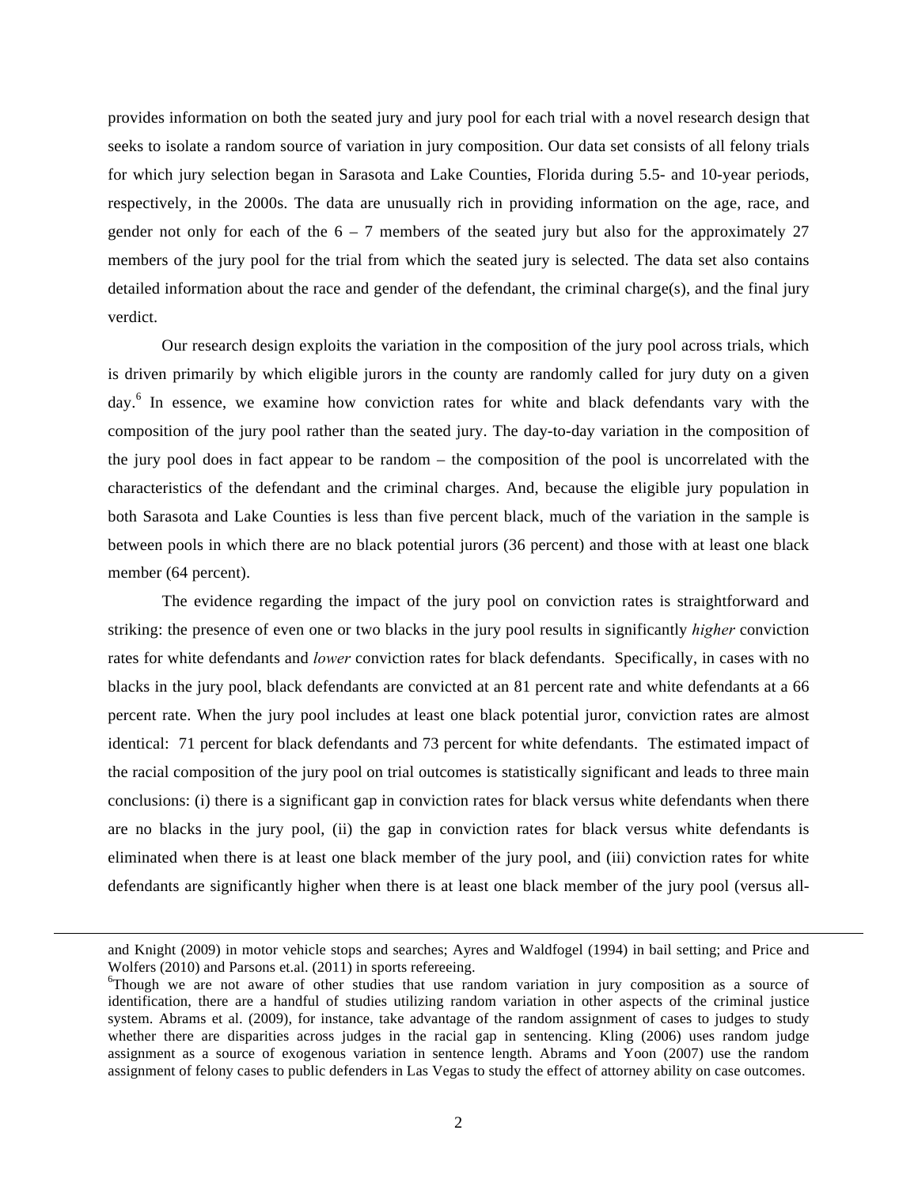provides information on both the seated jury and jury pool for each trial with a novel research design that seeks to isolate a random source of variation in jury composition. Our data set consists of all felony trials for which jury selection began in Sarasota and Lake Counties, Florida during 5.5- and 10-year periods, respectively, in the 2000s. The data are unusually rich in providing information on the age, race, and gender not only for each of the 6 – 7 members of the seated jury but also for the approximately 27 members of the jury pool for the trial from which the seated jury is selected. The data set also contains detailed information about the race and gender of the defendant, the criminal charge(s), and the final jury verdict.

Our research design exploits the variation in the composition of the jury pool across trials, which is driven primarily by which eligible jurors in the county are randomly called for jury duty on a given day.[6] In essence, we examine how conviction rates for white and black defendants vary with the composition of the jury pool rather than the seated jury. The day-to-day variation in the composition of the jury pool does in fact appear to be random – the composition of the pool is uncorrelated with the characteristics of the defendant and the criminal charges. And, because the eligible jury population in both Sarasota and Lake Counties is less than five percent black, much of the variation in the sample is between pools in which there are no black potential jurors (36 percent) and those with at least one black member (64 percent).

The evidence regarding the impact of the jury pool on conviction rates is straightforward and striking: the presence of even one or two blacks in the jury pool results in significantly *higher* conviction rates for white defendants and *lower* conviction rates for black defendants. Specifically, in cases with no blacks in the jury pool, black defendants are convicted at an 81 percent rate and white defendants at a 66 percent rate. When the jury pool includes at least one black potential juror, conviction rates are almost identical: 71 percent for black defendants and 73 percent for white defendants. The estimated impact of the racial composition of the jury pool on trial outcomes is statistically significant and leads to three main conclusions: (i) there is a significant gap in conviction rates for black versus white defendants when there are no blacks in the jury pool, (ii) the gap in conviction rates for black versus white defendants is eliminated when there is at least one black member of the jury pool, and (iii) conviction rates for white defendants are significantly higher when there is at least one black member of the jury pool (versus all-

---

and Knight (2009) in motor vehicle stops and searches; Ayres and Waldfogel (1994) in bail setting; and Price and Wolfers (2010) and Parsons et.al. (2011) in sports refereeing.

[6]Though we are not aware of other studies that use random variation in jury composition as a source of identification, there are a handful of studies utilizing random variation in other aspects of the criminal justice system. Abrams et al. (2009), for instance, take advantage of the random assignment of cases to judges to study whether there are disparities across judges in the racial gap in sentencing. Kling (2006) uses random judge assignment as a source of exogenous variation in sentence length. Abrams and Yoon (2007) use the random assignment of felony cases to public defenders in Las Vegas to study the effect of attorney ability on case outcomes.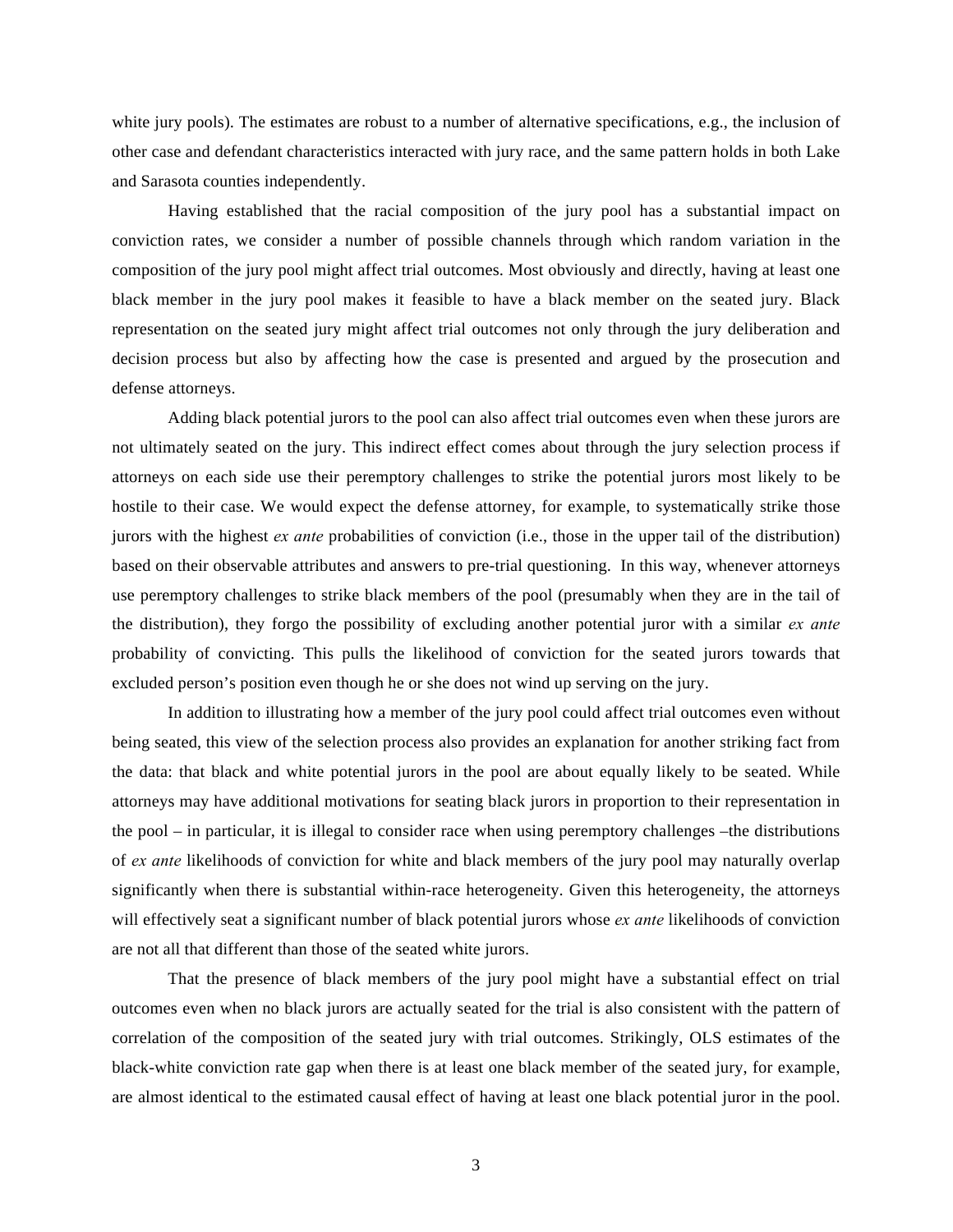white jury pools). The estimates are robust to a number of alternative specifications, e.g., the inclusion of other case and defendant characteristics interacted with jury race, and the same pattern holds in both Lake and Sarasota counties independently.

Having established that the racial composition of the jury pool has a substantial impact on conviction rates, we consider a number of possible channels through which random variation in the composition of the jury pool might affect trial outcomes. Most obviously and directly, having at least one black member in the jury pool makes it feasible to have a black member on the seated jury. Black representation on the seated jury might affect trial outcomes not only through the jury deliberation and decision process but also by affecting how the case is presented and argued by the prosecution and defense attorneys.

Adding black potential jurors to the pool can also affect trial outcomes even when these jurors are not ultimately seated on the jury. This indirect effect comes about through the jury selection process if attorneys on each side use their peremptory challenges to strike the potential jurors most likely to be hostile to their case. We would expect the defense attorney, for example, to systematically strike those jurors with the highest *ex ante* probabilities of conviction (i.e., those in the upper tail of the distribution) based on their observable attributes and answers to pre-trial questioning. In this way, whenever attorneys use peremptory challenges to strike black members of the pool (presumably when they are in the tail of the distribution), they forgo the possibility of excluding another potential juror with a similar *ex ante* probability of convicting. This pulls the likelihood of conviction for the seated jurors towards that excluded person's position even though he or she does not wind up serving on the jury.

In addition to illustrating how a member of the jury pool could affect trial outcomes even without being seated, this view of the selection process also provides an explanation for another striking fact from the data: that black and white potential jurors in the pool are about equally likely to be seated. While attorneys may have additional motivations for seating black jurors in proportion to their representation in the pool – in particular, it is illegal to consider race when using peremptory challenges –the distributions of *ex ante* likelihoods of conviction for white and black members of the jury pool may naturally overlap significantly when there is substantial within-race heterogeneity. Given this heterogeneity, the attorneys will effectively seat a significant number of black potential jurors whose *ex ante* likelihoods of conviction are not all that different than those of the seated white jurors.

That the presence of black members of the jury pool might have a substantial effect on trial outcomes even when no black jurors are actually seated for the trial is also consistent with the pattern of correlation of the composition of the seated jury with trial outcomes. Strikingly, OLS estimates of the black-white conviction rate gap when there is at least one black member of the seated jury, for example, are almost identical to the estimated causal effect of having at least one black potential juror in the pool.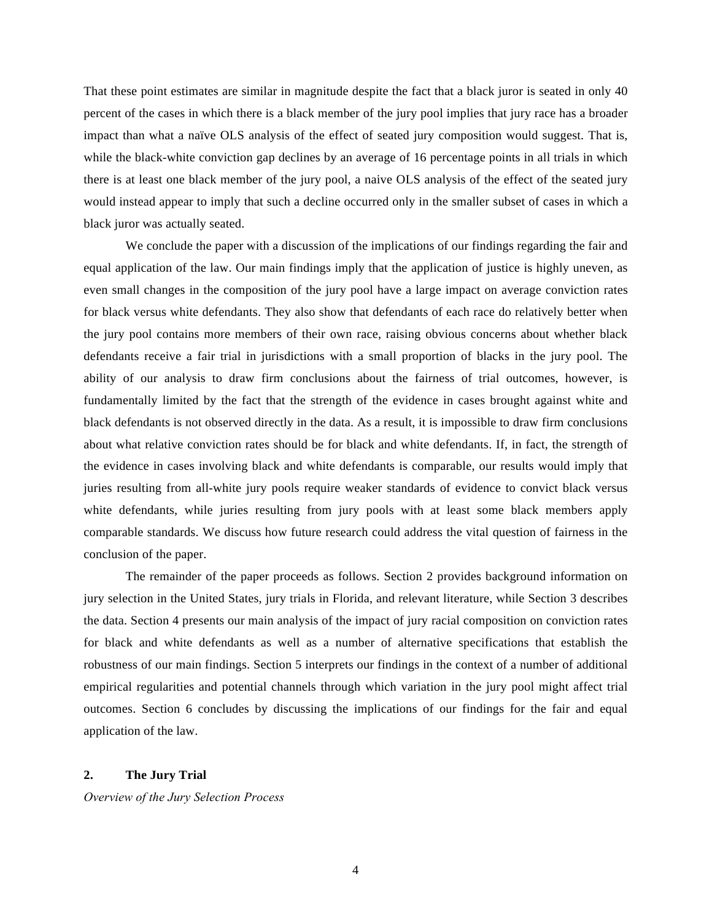That these point estimates are similar in magnitude despite the fact that a black juror is seated in only 40 percent of the cases in which there is a black member of the jury pool implies that jury race has a broader impact than what a naïve OLS analysis of the effect of seated jury composition would suggest. That is, while the black-white conviction gap declines by an average of 16 percentage points in all trials in which there is at least one black member of the jury pool, a naive OLS analysis of the effect of the seated jury would instead appear to imply that such a decline occurred only in the smaller subset of cases in which a black juror was actually seated.

We conclude the paper with a discussion of the implications of our findings regarding the fair and equal application of the law. Our main findings imply that the application of justice is highly uneven, as even small changes in the composition of the jury pool have a large impact on average conviction rates for black versus white defendants. They also show that defendants of each race do relatively better when the jury pool contains more members of their own race, raising obvious concerns about whether black defendants receive a fair trial in jurisdictions with a small proportion of blacks in the jury pool. The ability of our analysis to draw firm conclusions about the fairness of trial outcomes, however, is fundamentally limited by the fact that the strength of the evidence in cases brought against white and black defendants is not observed directly in the data. As a result, it is impossible to draw firm conclusions about what relative conviction rates should be for black and white defendants. If, in fact, the strength of the evidence in cases involving black and white defendants is comparable, our results would imply that juries resulting from all-white jury pools require weaker standards of evidence to convict black versus white defendants, while juries resulting from jury pools with at least some black members apply comparable standards. We discuss how future research could address the vital question of fairness in the conclusion of the paper.

The remainder of the paper proceeds as follows. Section 2 provides background information on jury selection in the United States, jury trials in Florida, and relevant literature, while Section 3 describes the data. Section 4 presents our main analysis of the impact of jury racial composition on conviction rates for black and white defendants as well as a number of alternative specifications that establish the robustness of our main findings. Section 5 interprets our findings in the context of a number of additional empirical regularities and potential channels through which variation in the jury pool might affect trial outcomes. Section 6 concludes by discussing the implications of our findings for the fair and equal application of the law.

## 2. The Jury Trial

*Overview of the Jury Selection Process*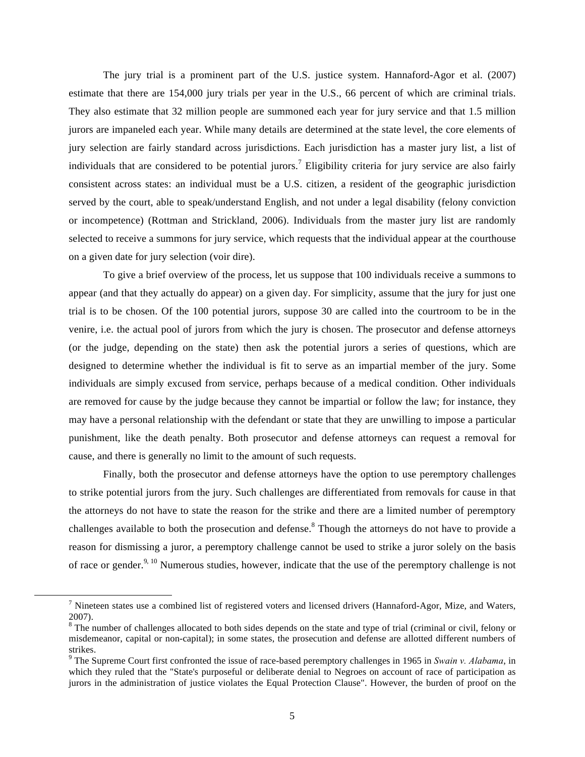The jury trial is a prominent part of the U.S. justice system. Hannaford-Agor et al. (2007) estimate that there are 154,000 jury trials per year in the U.S., 66 percent of which are criminal trials. They also estimate that 32 million people are summoned each year for jury service and that 1.5 million jurors are impaneled each year. While many details are determined at the state level, the core elements of jury selection are fairly standard across jurisdictions. Each jurisdiction has a master jury list, a list of individuals that are considered to be potential jurors.[7] Eligibility criteria for jury service are also fairly consistent across states: an individual must be a U.S. citizen, a resident of the geographic jurisdiction served by the court, able to speak/understand English, and not under a legal disability (felony conviction or incompetence) (Rottman and Strickland, 2006). Individuals from the master jury list are randomly selected to receive a summons for jury service, which requests that the individual appear at the courthouse on a given date for jury selection (voir dire).

To give a brief overview of the process, let us suppose that 100 individuals receive a summons to appear (and that they actually do appear) on a given day. For simplicity, assume that the jury for just one trial is to be chosen. Of the 100 potential jurors, suppose 30 are called into the courtroom to be in the venire, i.e. the actual pool of jurors from which the jury is chosen. The prosecutor and defense attorneys (or the judge, depending on the state) then ask the potential jurors a series of questions, which are designed to determine whether the individual is fit to serve as an impartial member of the jury. Some individuals are simply excused from service, perhaps because of a medical condition. Other individuals are removed for cause by the judge because they cannot be impartial or follow the law; for instance, they may have a personal relationship with the defendant or state that they are unwilling to impose a particular punishment, like the death penalty. Both prosecutor and defense attorneys can request a removal for cause, and there is generally no limit to the amount of such requests.

Finally, both the prosecutor and defense attorneys have the option to use peremptory challenges to strike potential jurors from the jury. Such challenges are differentiated from removals for cause in that the attorneys do not have to state the reason for the strike and there are a limited number of peremptory challenges available to both the prosecution and defense.[8] Though the attorneys do not have to provide a reason for dismissing a juror, a peremptory challenge cannot be used to strike a juror solely on the basis of race or gender.[9, 10] Numerous studies, however, indicate that the use of the peremptory challenge is not

---

[7] Nineteen states use a combined list of registered voters and licensed drivers (Hannaford-Agor, Mize, and Waters, 2007).

[8] The number of challenges allocated to both sides depends on the state and type of trial (criminal or civil, felony or misdemeanor, capital or non-capital); in some states, the prosecution and defense are allotted different numbers of strikes.

[9] The Supreme Court first confronted the issue of race-based peremptory challenges in 1965 in *Swain v. Alabama*, in which they ruled that the "State's purposeful or deliberate denial to Negroes on account of race of participation as jurors in the administration of justice violates the Equal Protection Clause". However, the burden of proof on the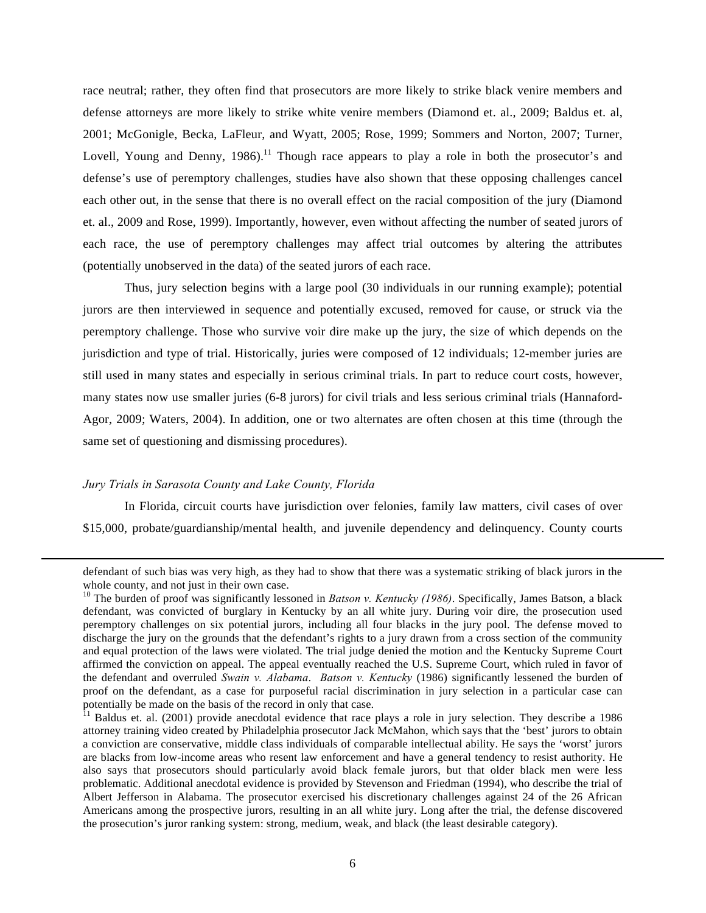race neutral; rather, they often find that prosecutors are more likely to strike black venire members and defense attorneys are more likely to strike white venire members (Diamond et. al., 2009; Baldus et. al, 2001; McGonigle, Becka, LaFleur, and Wyatt, 2005; Rose, 1999; Sommers and Norton, 2007; Turner, Lovell, Young and Denny, 1986).[11] Though race appears to play a role in both the prosecutor's and defense's use of peremptory challenges, studies have also shown that these opposing challenges cancel each other out, in the sense that there is no overall effect on the racial composition of the jury (Diamond et. al., 2009 and Rose, 1999). Importantly, however, even without affecting the number of seated jurors of each race, the use of peremptory challenges may affect trial outcomes by altering the attributes (potentially unobserved in the data) of the seated jurors of each race.

Thus, jury selection begins with a large pool (30 individuals in our running example); potential jurors are then interviewed in sequence and potentially excused, removed for cause, or struck via the peremptory challenge. Those who survive voir dire make up the jury, the size of which depends on the jurisdiction and type of trial. Historically, juries were composed of 12 individuals; 12-member juries are still used in many states and especially in serious criminal trials. In part to reduce court costs, however, many states now use smaller juries (6-8 jurors) for civil trials and less serious criminal trials (Hannaford-Agor, 2009; Waters, 2004). In addition, one or two alternates are often chosen at this time (through the same set of questioning and dismissing procedures).

*Jury Trials in Sarasota County and Lake County, Florida*

In Florida, circuit courts have jurisdiction over felonies, family law matters, civil cases of over $15,000, probate/guardianship/mental health, and juvenile dependency and delinquency. County courts

---

defendant of such bias was very high, as they had to show that there was a systematic striking of black jurors in the whole county, and not just in their own case.

[10] The burden of proof was significantly lessoned in *Batson v. Kentucky (1986)*. Specifically, James Batson, a black defendant, was convicted of burglary in Kentucky by an all white jury. During voir dire, the prosecution used peremptory challenges on six potential jurors, including all four blacks in the jury pool. The defense moved to discharge the jury on the grounds that the defendant's rights to a jury drawn from a cross section of the community and equal protection of the laws were violated. The trial judge denied the motion and the Kentucky Supreme Court affirmed the conviction on appeal. The appeal eventually reached the U.S. Supreme Court, which ruled in favor of the defendant and overruled *Swain v. Alabama*. *Batson v. Kentucky* (1986) significantly lessened the burden of proof on the defendant, as a case for purposeful racial discrimination in jury selection in a particular case can potentially be made on the basis of the record in only that case.

[11] Baldus et. al. (2001) provide anecdotal evidence that race plays a role in jury selection. They describe a 1986 attorney training video created by Philadelphia prosecutor Jack McMahon, which says that the 'best' jurors to obtain a conviction are conservative, middle class individuals of comparable intellectual ability. He says the 'worst' jurors are blacks from low-income areas who resent law enforcement and have a general tendency to resist authority. He also says that prosecutors should particularly avoid black female jurors, but that older black men were less problematic. Additional anecdotal evidence is provided by Stevenson and Friedman (1994), who describe the trial of Albert Jefferson in Alabama. The prosecutor exercised his discretionary challenges against 24 of the 26 African Americans among the prospective jurors, resulting in an all white jury. Long after the trial, the defense discovered the prosecution's juror ranking system: strong, medium, weak, and black (the least desirable category).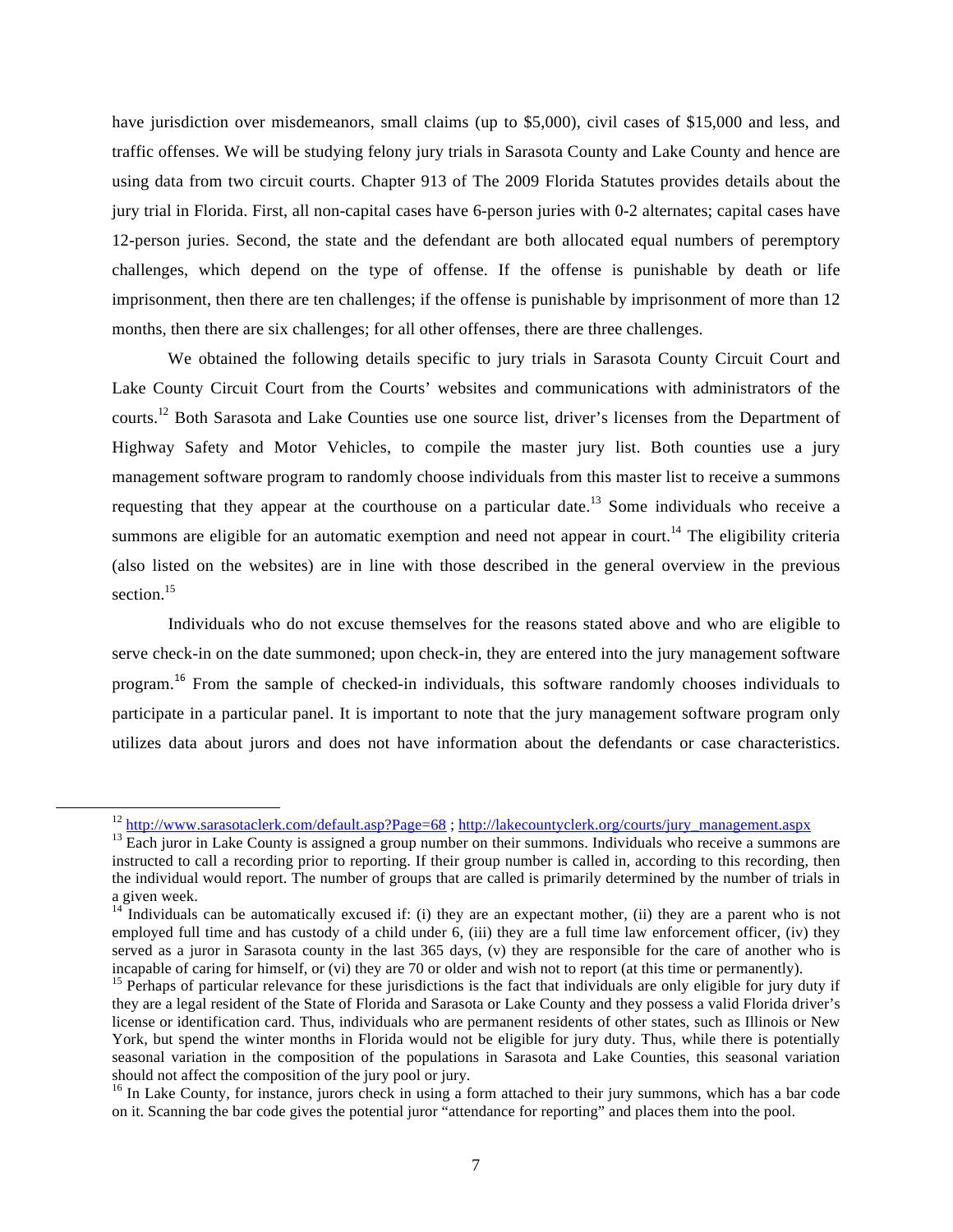have jurisdiction over misdemeanors, small claims (up to $5,000), civil cases of $15,000 and less, and traffic offenses. We will be studying felony jury trials in Sarasota County and Lake County and hence are using data from two circuit courts. Chapter 913 of The 2009 Florida Statutes provides details about the jury trial in Florida. First, all non-capital cases have 6-person juries with 0-2 alternates; capital cases have 12-person juries. Second, the state and the defendant are both allocated equal numbers of peremptory challenges, which depend on the type of offense. If the offense is punishable by death or life imprisonment, then there are ten challenges; if the offense is punishable by imprisonment of more than 12 months, then there are six challenges; for all other offenses, there are three challenges.

We obtained the following details specific to jury trials in Sarasota County Circuit Court and Lake County Circuit Court from the Courts' websites and communications with administrators of the courts.[12] Both Sarasota and Lake Counties use one source list, driver's licenses from the Department of Highway Safety and Motor Vehicles, to compile the master jury list. Both counties use a jury management software program to randomly choose individuals from this master list to receive a summons requesting that they appear at the courthouse on a particular date.[13] Some individuals who receive a summons are eligible for an automatic exemption and need not appear in court.[14] The eligibility criteria (also listed on the websites) are in line with those described in the general overview in the previous section.[15]

Individuals who do not excuse themselves for the reasons stated above and who are eligible to serve check-in on the date summoned; upon check-in, they are entered into the jury management software program.[16] From the sample of checked-in individuals, this software randomly chooses individuals to participate in a particular panel. It is important to note that the jury management software program only utilizes data about jurors and does not have information about the defendants or case characteristics.

[12] http://www.sarasotaclerk.com/default.asp?Page=68 ; http://lakecountyclerk.org/courts/jury_management.aspx

[13] Each juror in Lake County is assigned a group number on their summons. Individuals who receive a summons are instructed to call a recording prior to reporting. If their group number is called in, according to this recording, then the individual would report. The number of groups that are called is primarily determined by the number of trials in a given week.

[14] Individuals can be automatically excused if: (i) they are an expectant mother, (ii) they are a parent who is not employed full time and has custody of a child under 6, (iii) they are a full time law enforcement officer, (iv) they served as a juror in Sarasota county in the last 365 days, (v) they are responsible for the care of another who is incapable of caring for himself, or (vi) they are 70 or older and wish not to report (at this time or permanently).

[15] Perhaps of particular relevance for these jurisdictions is the fact that individuals are only eligible for jury duty if they are a legal resident of the State of Florida and Sarasota or Lake County and they possess a valid Florida driver's license or identification card. Thus, individuals who are permanent residents of other states, such as Illinois or New York, but spend the winter months in Florida would not be eligible for jury duty. Thus, while there is potentially seasonal variation in the composition of the populations in Sarasota and Lake Counties, this seasonal variation should not affect the composition of the jury pool or jury.

[16] In Lake County, for instance, jurors check in using a form attached to their jury summons, which has a bar code on it. Scanning the bar code gives the potential juror "attendance for reporting" and places them into the pool.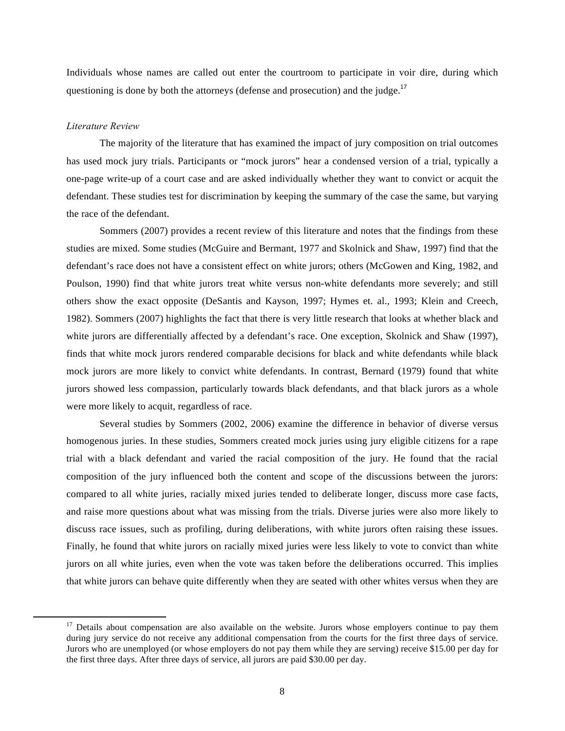Individuals whose names are called out enter the courtroom to participate in voir dire, during which questioning is done by both the attorneys (defense and prosecution) and the judge.[17]

*Literature Review*

The majority of the literature that has examined the impact of jury composition on trial outcomes has used mock jury trials. Participants or "mock jurors" hear a condensed version of a trial, typically a one-page write-up of a court case and are asked individually whether they want to convict or acquit the defendant. These studies test for discrimination by keeping the summary of the case the same, but varying the race of the defendant.

Sommers (2007) provides a recent review of this literature and notes that the findings from these studies are mixed. Some studies (McGuire and Bermant, 1977 and Skolnick and Shaw, 1997) find that the defendant's race does not have a consistent effect on white jurors; others (McGowen and King, 1982, and Poulson, 1990) find that white jurors treat white versus non-white defendants more severely; and still others show the exact opposite (DeSantis and Kayson, 1997; Hymes et. al., 1993; Klein and Creech, 1982). Sommers (2007) highlights the fact that there is very little research that looks at whether black and white jurors are differentially affected by a defendant's race. One exception, Skolnick and Shaw (1997), finds that white mock jurors rendered comparable decisions for black and white defendants while black mock jurors are more likely to convict white defendants. In contrast, Bernard (1979) found that white jurors showed less compassion, particularly towards black defendants, and that black jurors as a whole were more likely to acquit, regardless of race.

Several studies by Sommers (2002, 2006) examine the difference in behavior of diverse versus homogenous juries. In these studies, Sommers created mock juries using jury eligible citizens for a rape trial with a black defendant and varied the racial composition of the jury. He found that the racial composition of the jury influenced both the content and scope of the discussions between the jurors: compared to all white juries, racially mixed juries tended to deliberate longer, discuss more case facts, and raise more questions about what was missing from the trials. Diverse juries were also more likely to discuss race issues, such as profiling, during deliberations, with white jurors often raising these issues. Finally, he found that white jurors on racially mixed juries were less likely to vote to convict than white jurors on all white juries, even when the vote was taken before the deliberations occurred. This implies that white jurors can behave quite differently when they are seated with other whites versus when they are

[17] Details about compensation are also available on the website. Jurors whose employers continue to pay them during jury service do not receive any additional compensation from the courts for the first three days of service. Jurors who are unemployed (or whose employers do not pay them while they are serving) receive $15.00 per day for the first three days. After three days of service, all jurors are paid $30.00 per day.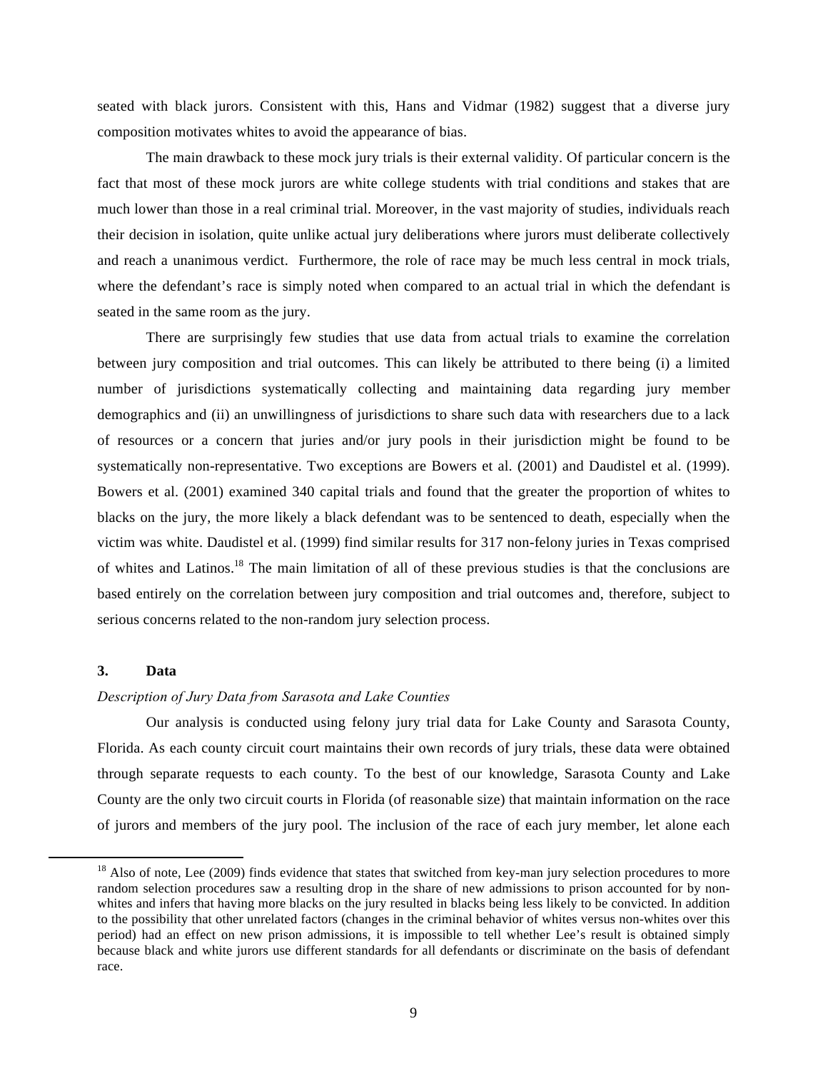seated with black jurors. Consistent with this, Hans and Vidmar (1982) suggest that a diverse jury composition motivates whites to avoid the appearance of bias.

The main drawback to these mock jury trials is their external validity. Of particular concern is the fact that most of these mock jurors are white college students with trial conditions and stakes that are much lower than those in a real criminal trial. Moreover, in the vast majority of studies, individuals reach their decision in isolation, quite unlike actual jury deliberations where jurors must deliberate collectively and reach a unanimous verdict. Furthermore, the role of race may be much less central in mock trials, where the defendant's race is simply noted when compared to an actual trial in which the defendant is seated in the same room as the jury.

There are surprisingly few studies that use data from actual trials to examine the correlation between jury composition and trial outcomes. This can likely be attributed to there being (i) a limited number of jurisdictions systematically collecting and maintaining data regarding jury member demographics and (ii) an unwillingness of jurisdictions to share such data with researchers due to a lack of resources or a concern that juries and/or jury pools in their jurisdiction might be found to be systematically non-representative. Two exceptions are Bowers et al. (2001) and Daudistel et al. (1999). Bowers et al. (2001) examined 340 capital trials and found that the greater the proportion of whites to blacks on the jury, the more likely a black defendant was to be sentenced to death, especially when the victim was white. Daudistel et al. (1999) find similar results for 317 non-felony juries in Texas comprised of whites and Latinos.[18] The main limitation of all of these previous studies is that the conclusions are based entirely on the correlation between jury composition and trial outcomes and, therefore, subject to serious concerns related to the non-random jury selection process.

## 3. Data

*Description of Jury Data from Sarasota and Lake Counties*

Our analysis is conducted using felony jury trial data for Lake County and Sarasota County, Florida. As each county circuit court maintains their own records of jury trials, these data were obtained through separate requests to each county. To the best of our knowledge, Sarasota County and Lake County are the only two circuit courts in Florida (of reasonable size) that maintain information on the race of jurors and members of the jury pool. The inclusion of the race of each jury member, let alone each

[18] Also of note, Lee (2009) finds evidence that states that switched from key-man jury selection procedures to more random selection procedures saw a resulting drop in the share of new admissions to prison accounted for by non-whites and infers that having more blacks on the jury resulted in blacks being less likely to be convicted. In addition to the possibility that other unrelated factors (changes in the criminal behavior of whites versus non-whites over this period) had an effect on new prison admissions, it is impossible to tell whether Lee's result is obtained simply because black and white jurors use different standards for all defendants or discriminate on the basis of defendant race.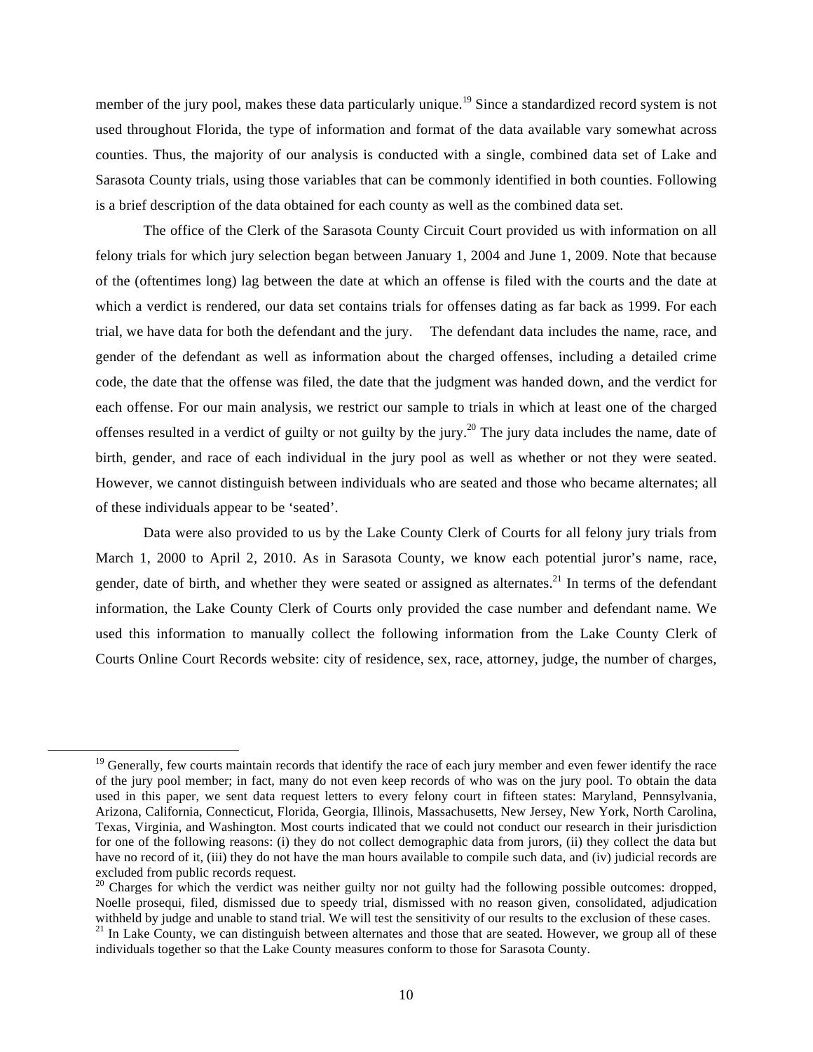member of the jury pool, makes these data particularly unique.[19] Since a standardized record system is not used throughout Florida, the type of information and format of the data available vary somewhat across counties. Thus, the majority of our analysis is conducted with a single, combined data set of Lake and Sarasota County trials, using those variables that can be commonly identified in both counties. Following is a brief description of the data obtained for each county as well as the combined data set.

The office of the Clerk of the Sarasota County Circuit Court provided us with information on all felony trials for which jury selection began between January 1, 2004 and June 1, 2009. Note that because of the (oftentimes long) lag between the date at which an offense is filed with the courts and the date at which a verdict is rendered, our data set contains trials for offenses dating as far back as 1999. For each trial, we have data for both the defendant and the jury. The defendant data includes the name, race, and gender of the defendant as well as information about the charged offenses, including a detailed crime code, the date that the offense was filed, the date that the judgment was handed down, and the verdict for each offense. For our main analysis, we restrict our sample to trials in which at least one of the charged offenses resulted in a verdict of guilty or not guilty by the jury.[20] The jury data includes the name, date of birth, gender, and race of each individual in the jury pool as well as whether or not they were seated. However, we cannot distinguish between individuals who are seated and those who became alternates; all of these individuals appear to be 'seated'.

Data were also provided to us by the Lake County Clerk of Courts for all felony jury trials from March 1, 2000 to April 2, 2010. As in Sarasota County, we know each potential juror's name, race, gender, date of birth, and whether they were seated or assigned as alternates.[21] In terms of the defendant information, the Lake County Clerk of Courts only provided the case number and defendant name. We used this information to manually collect the following information from the Lake County Clerk of Courts Online Court Records website: city of residence, sex, race, attorney, judge, the number of charges,

[19] Generally, few courts maintain records that identify the race of each jury member and even fewer identify the race of the jury pool member; in fact, many do not even keep records of who was on the jury pool. To obtain the data used in this paper, we sent data request letters to every felony court in fifteen states: Maryland, Pennsylvania, Arizona, California, Connecticut, Florida, Georgia, Illinois, Massachusetts, New Jersey, New York, North Carolina, Texas, Virginia, and Washington. Most courts indicated that we could not conduct our research in their jurisdiction for one of the following reasons: (i) they do not collect demographic data from jurors, (ii) they collect the data but have no record of it, (iii) they do not have the man hours available to compile such data, and (iv) judicial records are excluded from public records request.

[20] Charges for which the verdict was neither guilty nor not guilty had the following possible outcomes: dropped, Noelle prosequi, filed, dismissed due to speedy trial, dismissed with no reason given, consolidated, adjudication withheld by judge and unable to stand trial. We will test the sensitivity of our results to the exclusion of these cases.

[21] In Lake County, we can distinguish between alternates and those that are seated. However, we group all of these individuals together so that the Lake County measures conform to those for Sarasota County.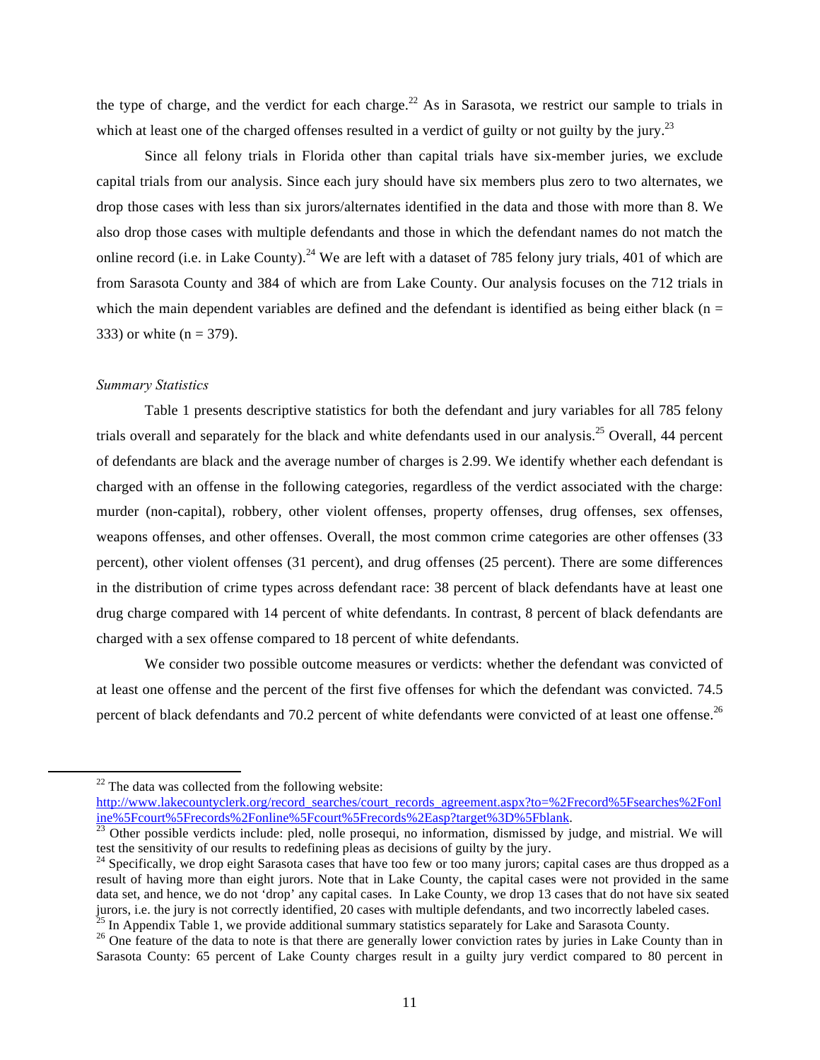the type of charge, and the verdict for each charge.[22] As in Sarasota, we restrict our sample to trials in which at least one of the charged offenses resulted in a verdict of guilty or not guilty by the jury.[23]

Since all felony trials in Florida other than capital trials have six-member juries, we exclude capital trials from our analysis. Since each jury should have six members plus zero to two alternates, we drop those cases with less than six jurors/alternates identified in the data and those with more than 8. We also drop those cases with multiple defendants and those in which the defendant names do not match the online record (i.e. in Lake County).[24] We are left with a dataset of 785 felony jury trials, 401 of which are from Sarasota County and 384 of which are from Lake County. Our analysis focuses on the 712 trials in which the main dependent variables are defined and the defendant is identified as being either black (n = 333) or white (n = 379).

*Summary Statistics*

Table 1 presents descriptive statistics for both the defendant and jury variables for all 785 felony trials overall and separately for the black and white defendants used in our analysis.[25] Overall, 44 percent of defendants are black and the average number of charges is 2.99. We identify whether each defendant is charged with an offense in the following categories, regardless of the verdict associated with the charge: murder (non-capital), robbery, other violent offenses, property offenses, drug offenses, sex offenses, weapons offenses, and other offenses. Overall, the most common crime categories are other offenses (33 percent), other violent offenses (31 percent), and drug offenses (25 percent). There are some differences in the distribution of crime types across defendant race: 38 percent of black defendants have at least one drug charge compared with 14 percent of white defendants. In contrast, 8 percent of black defendants are charged with a sex offense compared to 18 percent of white defendants.

We consider two possible outcome measures or verdicts: whether the defendant was convicted of at least one offense and the percent of the first five offenses for which the defendant was convicted. 74.5 percent of black defendants and 70.2 percent of white defendants were convicted of at least one offense.[26]

---

[22] The data was collected from the following website: http://www.lakecountyclerk.org/record_searches/court_records_agreement.aspx?to=%2Frecord%5Fsearches%2Fonline%5Fcourt%5Frecords%2Fonline%5Fcourt%5Frecords%2Easp?target%3D%5Fblank.

[23] Other possible verdicts include: pled, nolle prosequi, no information, dismissed by judge, and mistrial. We will test the sensitivity of our results to redefining pleas as decisions of guilty by the jury.

[24] Specifically, we drop eight Sarasota cases that have too few or too many jurors; capital cases are thus dropped as a result of having more than eight jurors. Note that in Lake County, the capital cases were not provided in the same data set, and hence, we do not 'drop' any capital cases. In Lake County, we drop 13 cases that do not have six seated jurors, i.e. the jury is not correctly identified, 20 cases with multiple defendants, and two incorrectly labeled cases.

[25] In Appendix Table 1, we provide additional summary statistics separately for Lake and Sarasota County.

[26] One feature of the data to note is that there are generally lower conviction rates by juries in Lake County than in Sarasota County: 65 percent of Lake County charges result in a guilty jury verdict compared to 80 percent in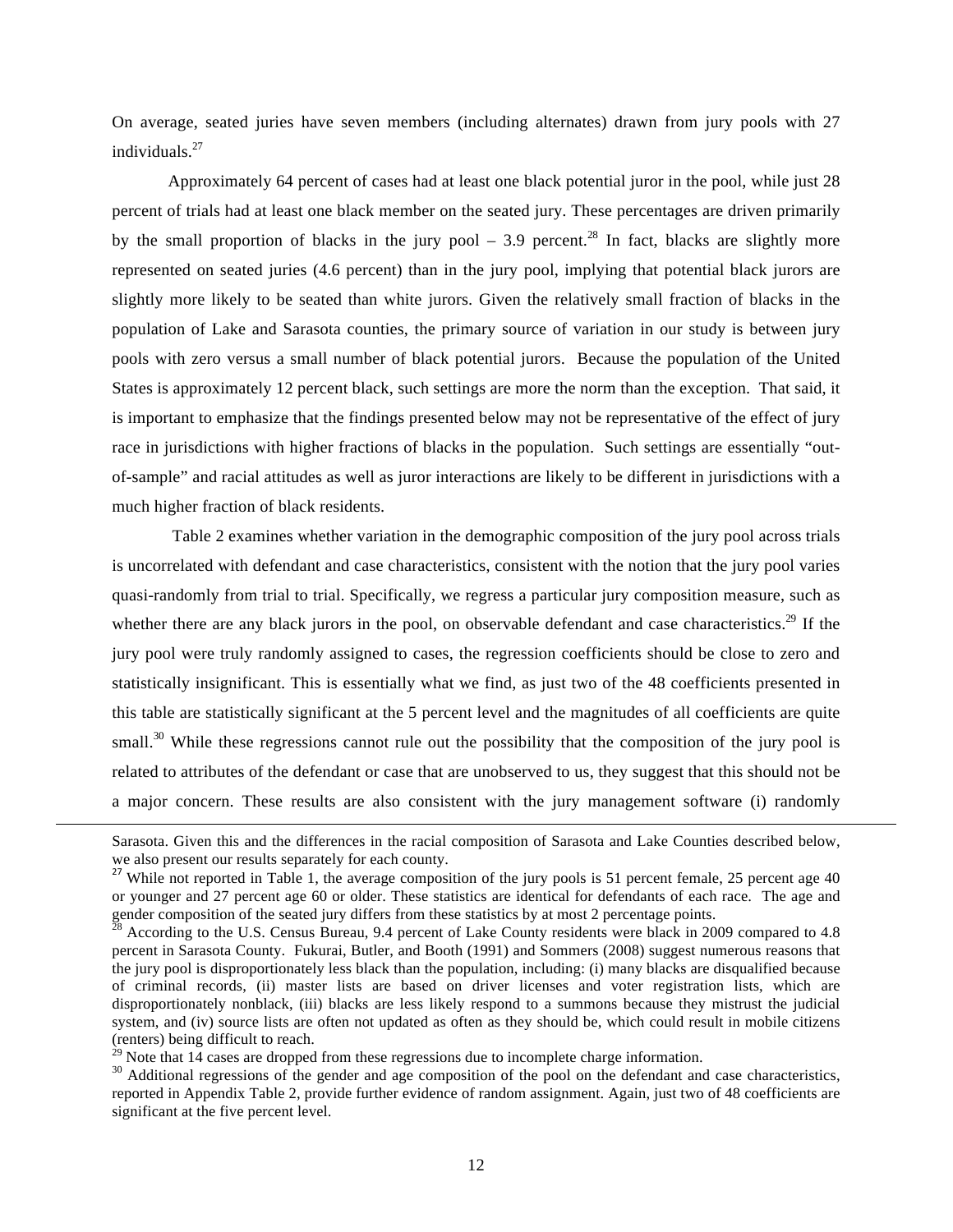On average, seated juries have seven members (including alternates) drawn from jury pools with 27 individuals.[27]

Approximately 64 percent of cases had at least one black potential juror in the pool, while just 28 percent of trials had at least one black member on the seated jury. These percentages are driven primarily by the small proportion of blacks in the jury pool – 3.9 percent.[28] In fact, blacks are slightly more represented on seated juries (4.6 percent) than in the jury pool, implying that potential black jurors are slightly more likely to be seated than white jurors. Given the relatively small fraction of blacks in the population of Lake and Sarasota counties, the primary source of variation in our study is between jury pools with zero versus a small number of black potential jurors. Because the population of the United States is approximately 12 percent black, such settings are more the norm than the exception. That said, it is important to emphasize that the findings presented below may not be representative of the effect of jury race in jurisdictions with higher fractions of blacks in the population. Such settings are essentially "out-of-sample" and racial attitudes as well as juror interactions are likely to be different in jurisdictions with a much higher fraction of black residents.

Table 2 examines whether variation in the demographic composition of the jury pool across trials is uncorrelated with defendant and case characteristics, consistent with the notion that the jury pool varies quasi-randomly from trial to trial. Specifically, we regress a particular jury composition measure, such as whether there are any black jurors in the pool, on observable defendant and case characteristics.[29] If the jury pool were truly randomly assigned to cases, the regression coefficients should be close to zero and statistically insignificant. This is essentially what we find, as just two of the 48 coefficients presented in this table are statistically significant at the 5 percent level and the magnitudes of all coefficients are quite small.[30] While these regressions cannot rule out the possibility that the composition of the jury pool is related to attributes of the defendant or case that are unobserved to us, they suggest that this should not be a major concern. These results are also consistent with the jury management software (i) randomly

---

Sarasota. Given this and the differences in the racial composition of Sarasota and Lake Counties described below, we also present our results separately for each county.

[27] While not reported in Table 1, the average composition of the jury pools is 51 percent female, 25 percent age 40 or younger and 27 percent age 60 or older. These statistics are identical for defendants of each race. The age and gender composition of the seated jury differs from these statistics by at most 2 percentage points.

[28] According to the U.S. Census Bureau, 9.4 percent of Lake County residents were black in 2009 compared to 4.8 percent in Sarasota County. Fukurai, Butler, and Booth (1991) and Sommers (2008) suggest numerous reasons that the jury pool is disproportionately less black than the population, including: (i) many blacks are disqualified because of criminal records, (ii) master lists are based on driver licenses and voter registration lists, which are disproportionately nonblack, (iii) blacks are less likely respond to a summons because they mistrust the judicial system, and (iv) source lists are often not updated as often as they should be, which could result in mobile citizens (renters) being difficult to reach.

[29] Note that 14 cases are dropped from these regressions due to incomplete charge information.

[30] Additional regressions of the gender and age composition of the pool on the defendant and case characteristics, reported in Appendix Table 2, provide further evidence of random assignment. Again, just two of 48 coefficients are significant at the five percent level.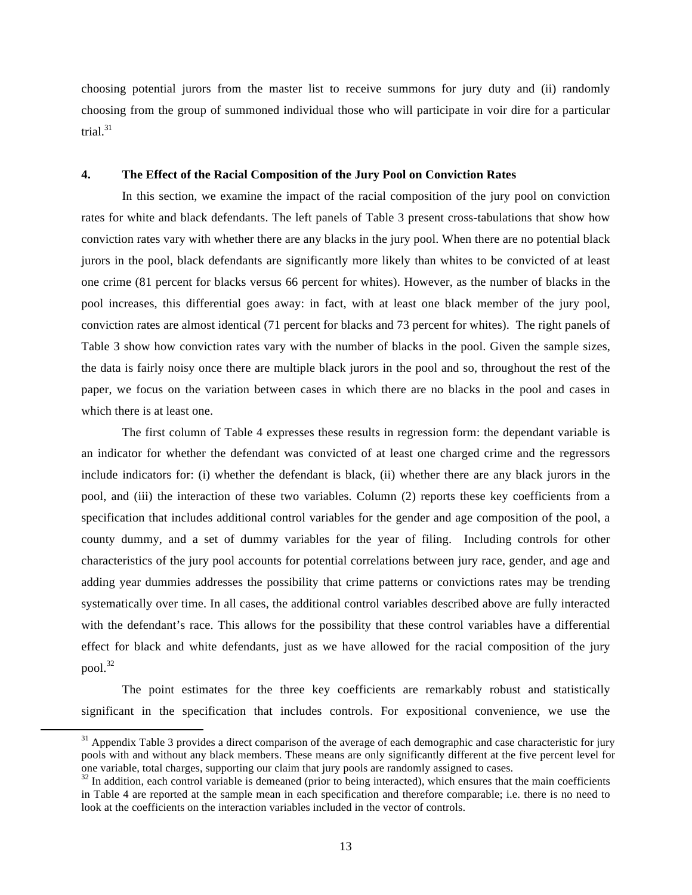choosing potential jurors from the master list to receive summons for jury duty and (ii) randomly choosing from the group of summoned individual those who will participate in voir dire for a particular trial.[31]

## 4. The Effect of the Racial Composition of the Jury Pool on Conviction Rates

In this section, we examine the impact of the racial composition of the jury pool on conviction rates for white and black defendants. The left panels of Table 3 present cross-tabulations that show how conviction rates vary with whether there are any blacks in the jury pool. When there are no potential black jurors in the pool, black defendants are significantly more likely than whites to be convicted of at least one crime (81 percent for blacks versus 66 percent for whites). However, as the number of blacks in the pool increases, this differential goes away: in fact, with at least one black member of the jury pool, conviction rates are almost identical (71 percent for blacks and 73 percent for whites). The right panels of Table 3 show how conviction rates vary with the number of blacks in the pool. Given the sample sizes, the data is fairly noisy once there are multiple black jurors in the pool and so, throughout the rest of the paper, we focus on the variation between cases in which there are no blacks in the pool and cases in which there is at least one.

The first column of Table 4 expresses these results in regression form: the dependant variable is an indicator for whether the defendant was convicted of at least one charged crime and the regressors include indicators for: (i) whether the defendant is black, (ii) whether there are any black jurors in the pool, and (iii) the interaction of these two variables. Column (2) reports these key coefficients from a specification that includes additional control variables for the gender and age composition of the pool, a county dummy, and a set of dummy variables for the year of filing. Including controls for other characteristics of the jury pool accounts for potential correlations between jury race, gender, and age and adding year dummies addresses the possibility that crime patterns or convictions rates may be trending systematically over time. In all cases, the additional control variables described above are fully interacted with the defendant's race. This allows for the possibility that these control variables have a differential effect for black and white defendants, just as we have allowed for the racial composition of the jury pool.[32]

The point estimates for the three key coefficients are remarkably robust and statistically significant in the specification that includes controls. For expositional convenience, we use the

---

[31] Appendix Table 3 provides a direct comparison of the average of each demographic and case characteristic for jury pools with and without any black members. These means are only significantly different at the five percent level for one variable, total charges, supporting our claim that jury pools are randomly assigned to cases.

[32] In addition, each control variable is demeaned (prior to being interacted), which ensures that the main coefficients in Table 4 are reported at the sample mean in each specification and therefore comparable; i.e. there is no need to look at the coefficients on the interaction variables included in the vector of controls.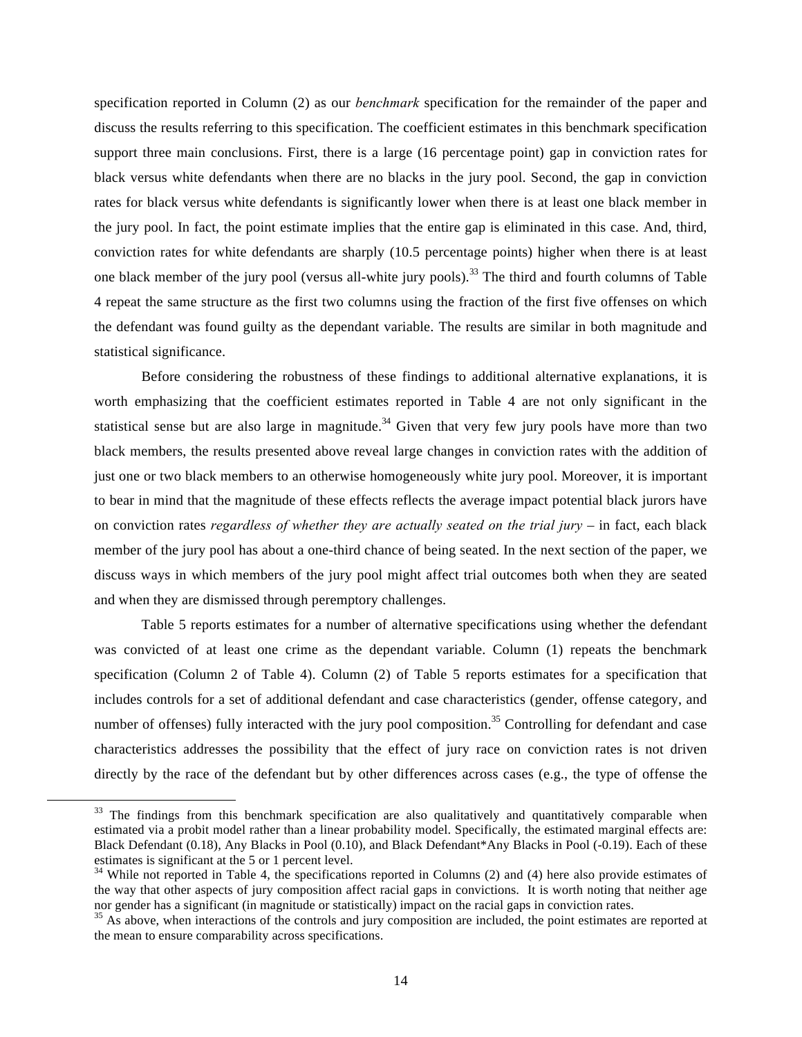specification reported in Column (2) as our *benchmark* specification for the remainder of the paper and discuss the results referring to this specification. The coefficient estimates in this benchmark specification support three main conclusions. First, there is a large (16 percentage point) gap in conviction rates for black versus white defendants when there are no blacks in the jury pool. Second, the gap in conviction rates for black versus white defendants is significantly lower when there is at least one black member in the jury pool. In fact, the point estimate implies that the entire gap is eliminated in this case. And, third, conviction rates for white defendants are sharply (10.5 percentage points) higher when there is at least one black member of the jury pool (versus all-white jury pools).[33] The third and fourth columns of Table 4 repeat the same structure as the first two columns using the fraction of the first five offenses on which the defendant was found guilty as the dependant variable. The results are similar in both magnitude and statistical significance.

Before considering the robustness of these findings to additional alternative explanations, it is worth emphasizing that the coefficient estimates reported in Table 4 are not only significant in the statistical sense but are also large in magnitude.[34] Given that very few jury pools have more than two black members, the results presented above reveal large changes in conviction rates with the addition of just one or two black members to an otherwise homogeneously white jury pool. Moreover, it is important to bear in mind that the magnitude of these effects reflects the average impact potential black jurors have on conviction rates *regardless of whether they are actually seated on the trial jury* – in fact, each black member of the jury pool has about a one-third chance of being seated. In the next section of the paper, we discuss ways in which members of the jury pool might affect trial outcomes both when they are seated and when they are dismissed through peremptory challenges.

Table 5 reports estimates for a number of alternative specifications using whether the defendant was convicted of at least one crime as the dependant variable. Column (1) repeats the benchmark specification (Column 2 of Table 4). Column (2) of Table 5 reports estimates for a specification that includes controls for a set of additional defendant and case characteristics (gender, offense category, and number of offenses) fully interacted with the jury pool composition.[35] Controlling for defendant and case characteristics addresses the possibility that the effect of jury race on conviction rates is not driven directly by the race of the defendant but by other differences across cases (e.g., the type of offense the

[33] The findings from this benchmark specification are also qualitatively and quantitatively comparable when estimated via a probit model rather than a linear probability model. Specifically, the estimated marginal effects are: Black Defendant (0.18), Any Blacks in Pool (0.10), and Black Defendant*Any Blacks in Pool (-0.19). Each of these estimates is significant at the 5 or 1 percent level.

[34] While not reported in Table 4, the specifications reported in Columns (2) and (4) here also provide estimates of the way that other aspects of jury composition affect racial gaps in convictions. It is worth noting that neither age nor gender has a significant (in magnitude or statistically) impact on the racial gaps in conviction rates.

[35] As above, when interactions of the controls and jury composition are included, the point estimates are reported at the mean to ensure comparability across specifications.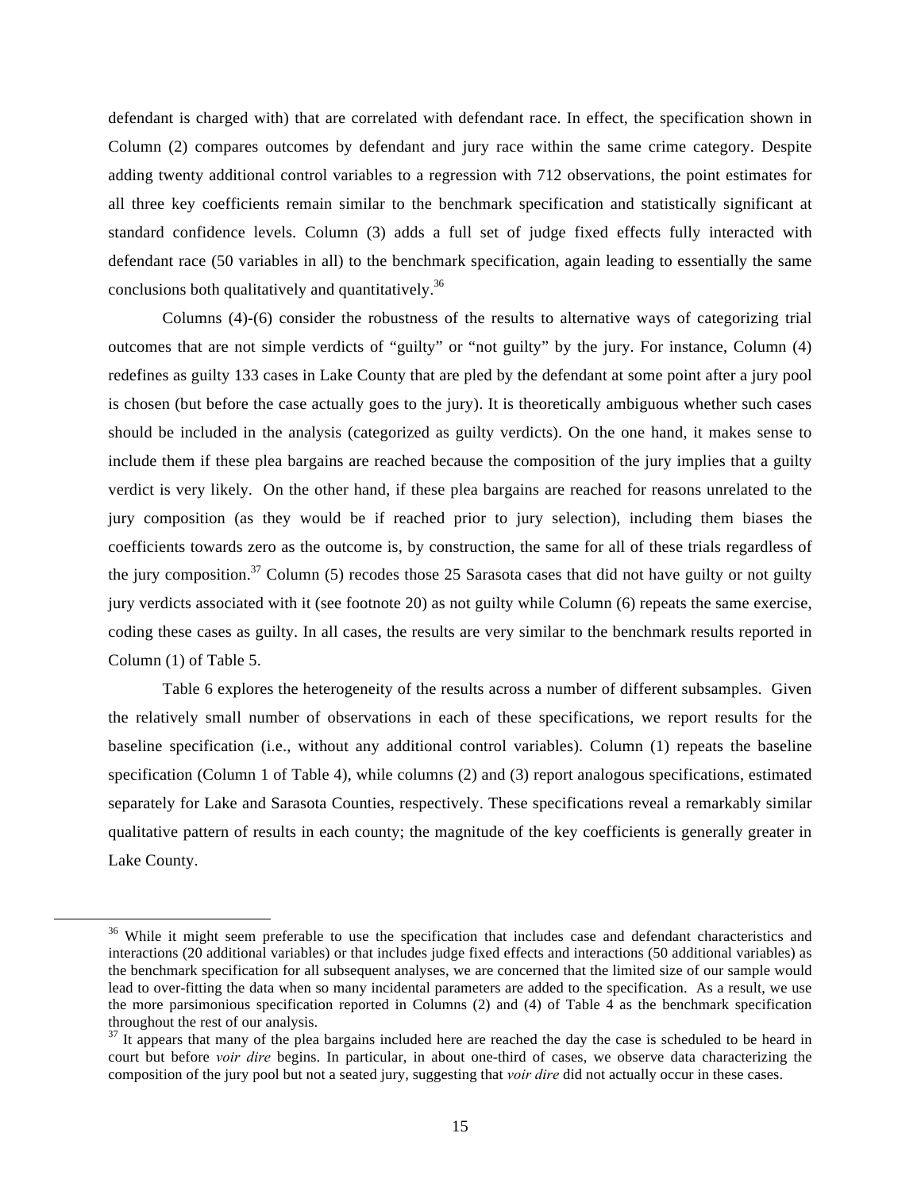defendant is charged with) that are correlated with defendant race. In effect, the specification shown in Column (2) compares outcomes by defendant and jury race within the same crime category. Despite adding twenty additional control variables to a regression with 712 observations, the point estimates for all three key coefficients remain similar to the benchmark specification and statistically significant at standard confidence levels. Column (3) adds a full set of judge fixed effects fully interacted with defendant race (50 variables in all) to the benchmark specification, again leading to essentially the same conclusions both qualitatively and quantitatively.[36]

Columns (4)-(6) consider the robustness of the results to alternative ways of categorizing trial outcomes that are not simple verdicts of "guilty" or "not guilty" by the jury. For instance, Column (4) redefines as guilty 133 cases in Lake County that are pled by the defendant at some point after a jury pool is chosen (but before the case actually goes to the jury). It is theoretically ambiguous whether such cases should be included in the analysis (categorized as guilty verdicts). On the one hand, it makes sense to include them if these plea bargains are reached because the composition of the jury implies that a guilty verdict is very likely. On the other hand, if these plea bargains are reached for reasons unrelated to the jury composition (as they would be if reached prior to jury selection), including them biases the coefficients towards zero as the outcome is, by construction, the same for all of these trials regardless of the jury composition.[37] Column (5) recodes those 25 Sarasota cases that did not have guilty or not guilty jury verdicts associated with it (see footnote 20) as not guilty while Column (6) repeats the same exercise, coding these cases as guilty. In all cases, the results are very similar to the benchmark results reported in Column (1) of Table 5.

Table 6 explores the heterogeneity of the results across a number of different subsamples. Given the relatively small number of observations in each of these specifications, we report results for the baseline specification (i.e., without any additional control variables). Column (1) repeats the baseline specification (Column 1 of Table 4), while columns (2) and (3) report analogous specifications, estimated separately for Lake and Sarasota Counties, respectively. These specifications reveal a remarkably similar qualitative pattern of results in each county; the magnitude of the key coefficients is generally greater in Lake County.

---

[36] While it might seem preferable to use the specification that includes case and defendant characteristics and interactions (20 additional variables) or that includes judge fixed effects and interactions (50 additional variables) as the benchmark specification for all subsequent analyses, we are concerned that the limited size of our sample would lead to over-fitting the data when so many incidental parameters are added to the specification. As a result, we use the more parsimonious specification reported in Columns (2) and (4) of Table 4 as the benchmark specification throughout the rest of our analysis.

[37] It appears that many of the plea bargains included here are reached the day the case is scheduled to be heard in court but before *voir dire* begins. In particular, in about one-third of cases, we observe data characterizing the composition of the jury pool but not a seated jury, suggesting that *voir dire* did not actually occur in these cases.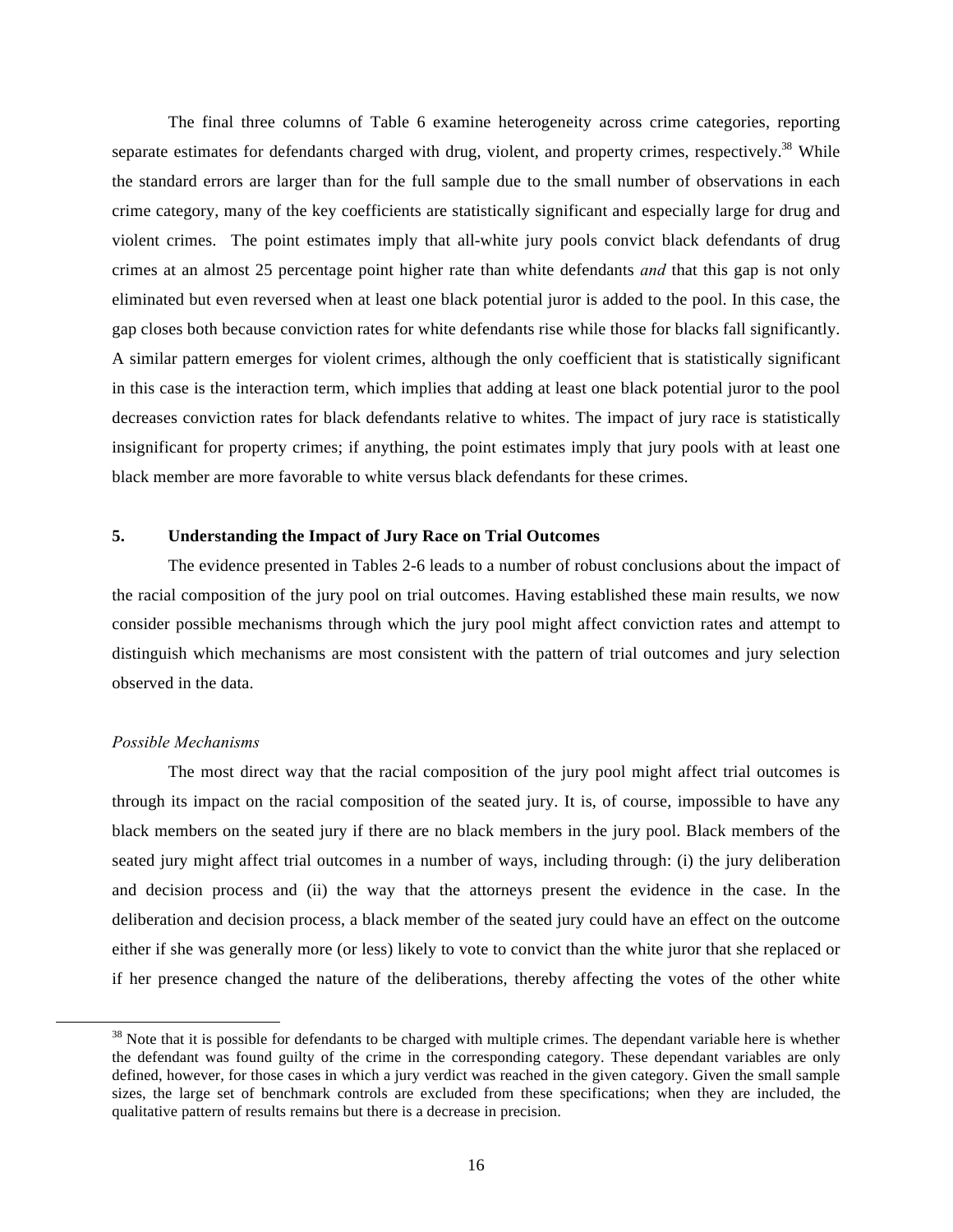The final three columns of Table 6 examine heterogeneity across crime categories, reporting separate estimates for defendants charged with drug, violent, and property crimes, respectively.[38] While the standard errors are larger than for the full sample due to the small number of observations in each crime category, many of the key coefficients are statistically significant and especially large for drug and violent crimes. The point estimates imply that all-white jury pools convict black defendants of drug crimes at an almost 25 percentage point higher rate than white defendants *and* that this gap is not only eliminated but even reversed when at least one black potential juror is added to the pool. In this case, the gap closes both because conviction rates for white defendants rise while those for blacks fall significantly. A similar pattern emerges for violent crimes, although the only coefficient that is statistically significant in this case is the interaction term, which implies that adding at least one black potential juror to the pool decreases conviction rates for black defendants relative to whites. The impact of jury race is statistically insignificant for property crimes; if anything, the point estimates imply that jury pools with at least one black member are more favorable to white versus black defendants for these crimes.

## 5. Understanding the Impact of Jury Race on Trial Outcomes

The evidence presented in Tables 2-6 leads to a number of robust conclusions about the impact of the racial composition of the jury pool on trial outcomes. Having established these main results, we now consider possible mechanisms through which the jury pool might affect conviction rates and attempt to distinguish which mechanisms are most consistent with the pattern of trial outcomes and jury selection observed in the data.

### *Possible Mechanisms*

The most direct way that the racial composition of the jury pool might affect trial outcomes is through its impact on the racial composition of the seated jury. It is, of course, impossible to have any black members on the seated jury if there are no black members in the jury pool. Black members of the seated jury might affect trial outcomes in a number of ways, including through: (i) the jury deliberation and decision process and (ii) the way that the attorneys present the evidence in the case. In the deliberation and decision process, a black member of the seated jury could have an effect on the outcome either if she was generally more (or less) likely to vote to convict than the white juror that she replaced or if her presence changed the nature of the deliberations, thereby affecting the votes of the other white

[38] Note that it is possible for defendants to be charged with multiple crimes. The dependant variable here is whether the defendant was found guilty of the crime in the corresponding category. These dependant variables are only defined, however, for those cases in which a jury verdict was reached in the given category. Given the small sample sizes, the large set of benchmark controls are excluded from these specifications; when they are included, the qualitative pattern of results remains but there is a decrease in precision.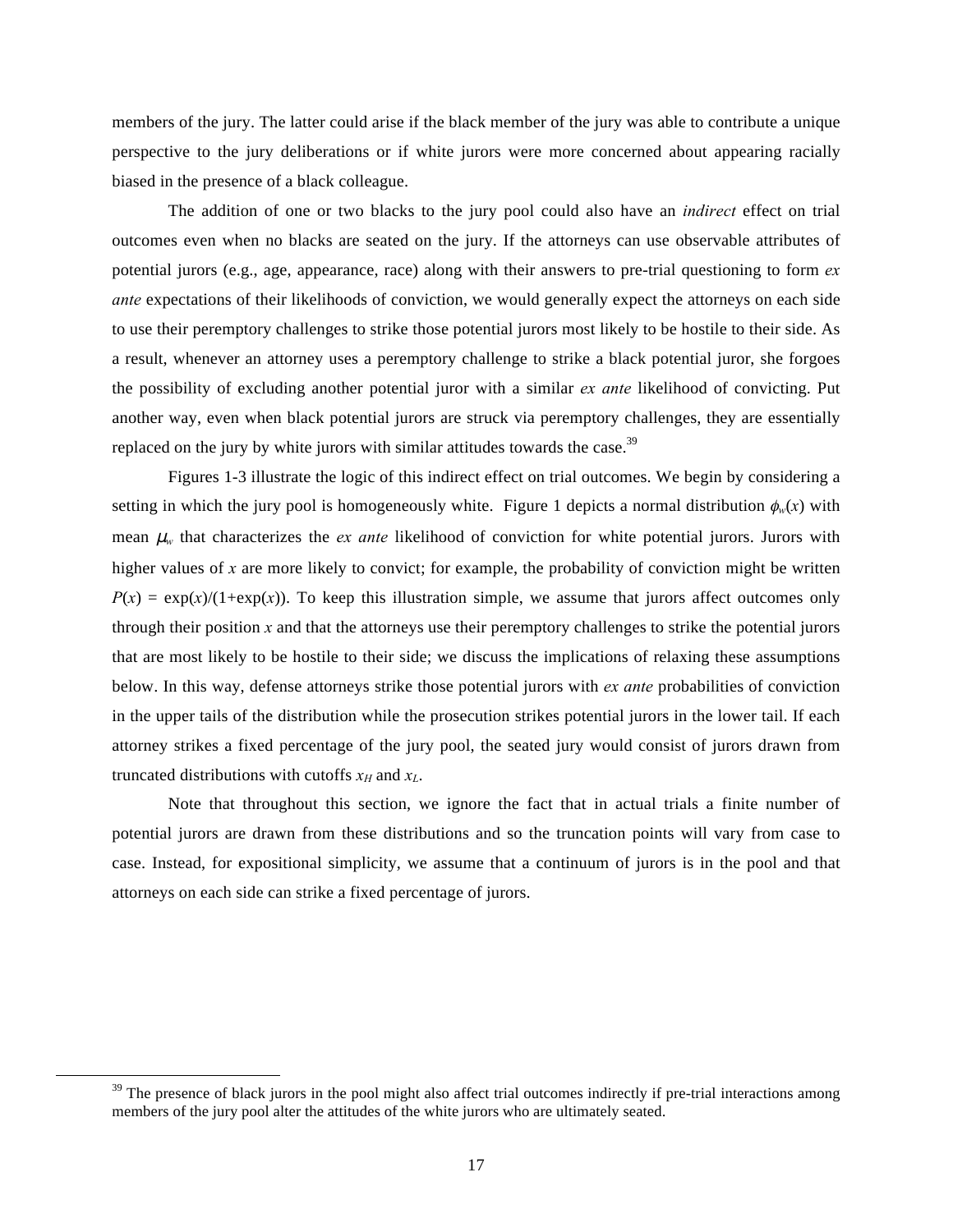members of the jury. The latter could arise if the black member of the jury was able to contribute a unique perspective to the jury deliberations or if white jurors were more concerned about appearing racially biased in the presence of a black colleague.

The addition of one or two blacks to the jury pool could also have an *indirect* effect on trial outcomes even when no blacks are seated on the jury. If the attorneys can use observable attributes of potential jurors (e.g., age, appearance, race) along with their answers to pre-trial questioning to form *ex ante* expectations of their likelihoods of conviction, we would generally expect the attorneys on each side to use their peremptory challenges to strike those potential jurors most likely to be hostile to their side. As a result, whenever an attorney uses a peremptory challenge to strike a black potential juror, she forgoes the possibility of excluding another potential juror with a similar *ex ante* likelihood of convicting. Put another way, even when black potential jurors are struck via peremptory challenges, they are essentially replaced on the jury by white jurors with similar attitudes towards the case.[39]

Figures 1-3 illustrate the logic of this indirect effect on trial outcomes. We begin by considering a setting in which the jury pool is homogeneously white. Figure 1 depicts a normal distribution $\phi_w(x)$ with mean $\mu_w$ that characterizes the *ex ante* likelihood of conviction for white potential jurors. Jurors with higher values of $x$ are more likely to convict; for example, the probability of conviction might be written $P(x) = \exp(x)/(1+\exp(x))$. To keep this illustration simple, we assume that jurors affect outcomes only through their position $x$ and that the attorneys use their peremptory challenges to strike the potential jurors that are most likely to be hostile to their side; we discuss the implications of relaxing these assumptions below. In this way, defense attorneys strike those potential jurors with *ex ante* probabilities of conviction in the upper tails of the distribution while the prosecution strikes potential jurors in the lower tail. If each attorney strikes a fixed percentage of the jury pool, the seated jury would consist of jurors drawn from truncated distributions with cutoffs $x_H$ and $x_L$.

Note that throughout this section, we ignore the fact that in actual trials a finite number of potential jurors are drawn from these distributions and so the truncation points will vary from case to case. Instead, for expositional simplicity, we assume that a continuum of jurors is in the pool and that attorneys on each side can strike a fixed percentage of jurors.

[39] The presence of black jurors in the pool might also affect trial outcomes indirectly if pre-trial interactions among members of the jury pool alter the attitudes of the white jurors who are ultimately seated.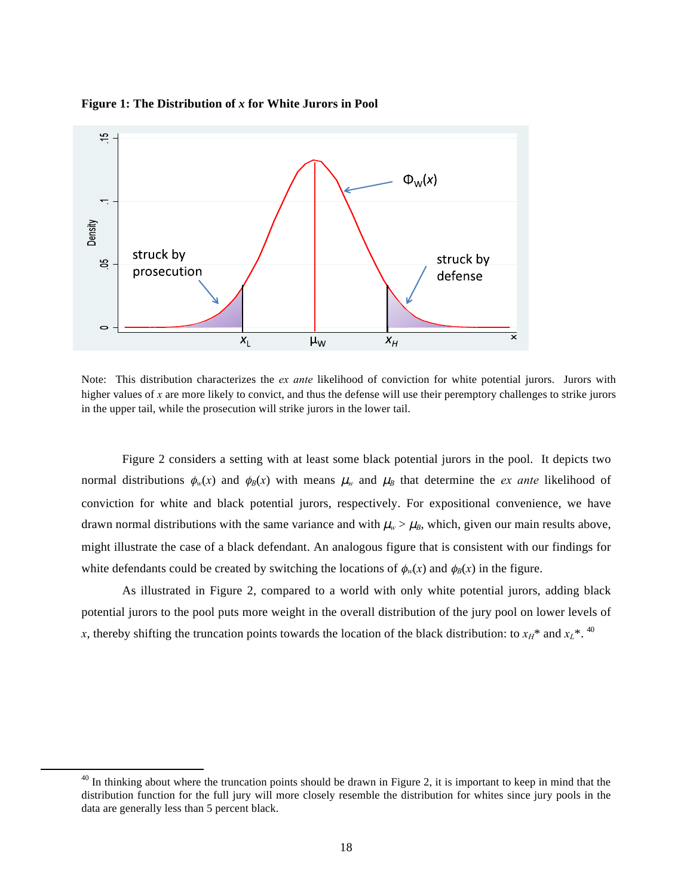**Figure 1: The Distribution of *x* for White Jurors in Pool**

.15

.1

.05

0

Density

struck by prosecution

$\Phi_W(x)$

struck by defense

$x_L$

$\mu_W$

$x_H$

x

Note: This distribution characterizes the *ex ante* likelihood of conviction for white potential jurors. Jurors with higher values of *x* are more likely to convict, and thus the defense will use their peremptory challenges to strike jurors in the upper tail, while the prosecution will strike jurors in the lower tail.

Figure 2 considers a setting with at least some black potential jurors in the pool. It depicts two normal distributions $\phi_w(x)$ and $\phi_B(x)$ with means $\mu_w$ and $\mu_B$ that determine the *ex ante* likelihood of conviction for white and black potential jurors, respectively. For expositional convenience, we have drawn normal distributions with the same variance and with $\mu_w > \mu_B$, which, given our main results above, might illustrate the case of a black defendant. An analogous figure that is consistent with our findings for white defendants could be created by switching the locations of $\phi_w(x)$ and $\phi_B(x)$ in the figure.

As illustrated in Figure 2, compared to a world with only white potential jurors, adding black potential jurors to the pool puts more weight in the overall distribution of the jury pool on lower levels of *x*, thereby shifting the truncation points towards the location of the black distribution: to $x_H$* and $x_L$*.[40]

[40] In thinking about where the truncation points should be drawn in Figure 2, it is important to keep in mind that the distribution function for the full jury will more closely resemble the distribution for whites since jury pools in the data are generally less than 5 percent black.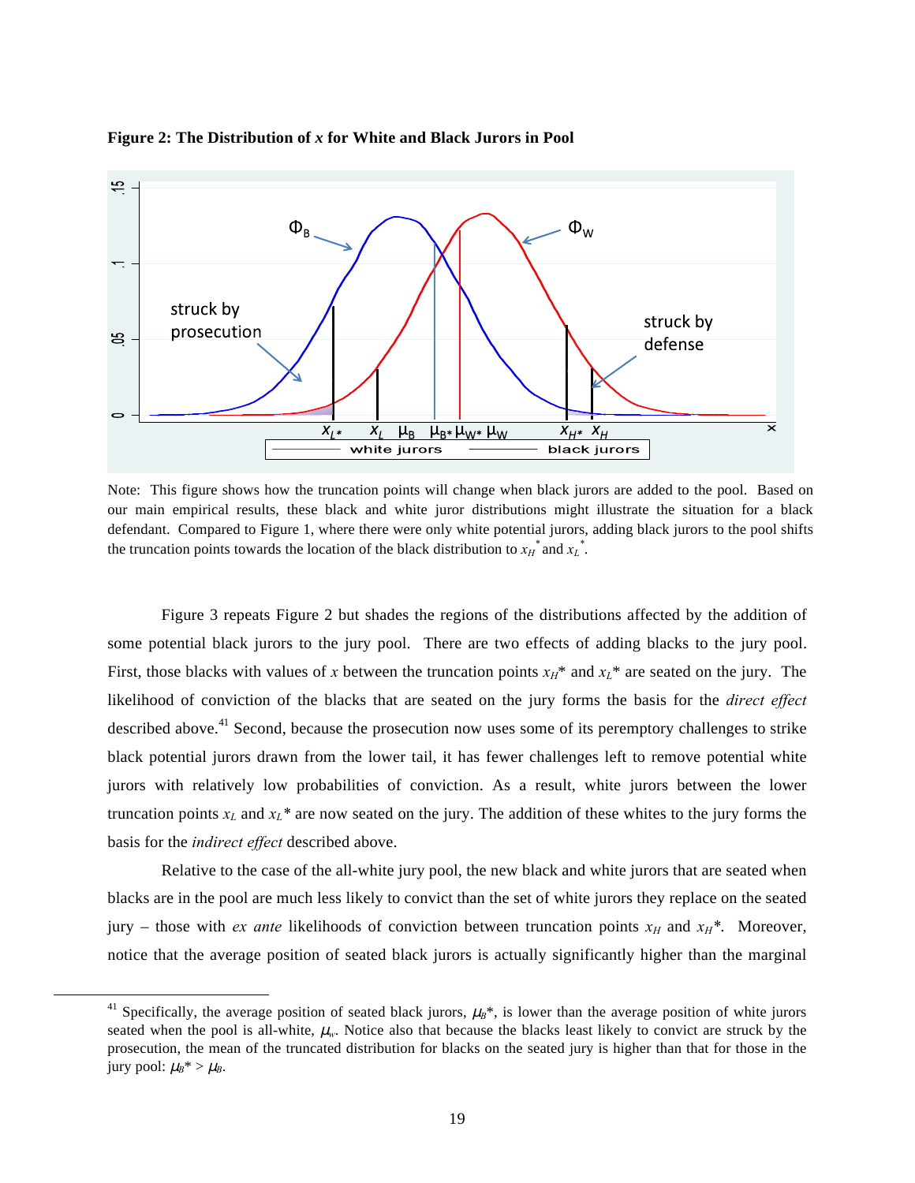**Figure 2: The Distribution of *x* for White and Black Jurors in Pool**

.15

.1

.05

0

$\Phi_B$

$\Phi_W$

struck by prosecution

struck by defense

$x_{L^*}$ $x_L$ $\mu_B$ $\mu_{B^*}$ $\mu_{W^*}$ $\mu_W$ $x_{H^*}$ $x_H$

x

white jurors black jurors

Note: This figure shows how the truncation points will change when black jurors are added to the pool. Based on our main empirical results, these black and white juror distributions might illustrate the situation for a black defendant. Compared to Figure 1, where there were only white potential jurors, adding black jurors to the pool shifts the truncation points towards the location of the black distribution to $x_H^*$ and $x_L^*$.

Figure 3 repeats Figure 2 but shades the regions of the distributions affected by the addition of some potential black jurors to the jury pool. There are two effects of adding blacks to the jury pool. First, those blacks with values of $x$ between the truncation points $x_H$* and $x_L$* are seated on the jury. The likelihood of conviction of the blacks that are seated on the jury forms the basis for the *direct effect* described above.[41] Second, because the prosecution now uses some of its peremptory challenges to strike black potential jurors drawn from the lower tail, it has fewer challenges left to remove potential white jurors with relatively low probabilities of conviction. As a result, white jurors between the lower truncation points $x_L$ and $x_L$* are now seated on the jury. The addition of these whites to the jury forms the basis for the *indirect effect* described above.

Relative to the case of the all-white jury pool, the new black and white jurors that are seated when blacks are in the pool are much less likely to convict than the set of white jurors they replace on the seated jury – those with *ex ante* likelihoods of conviction between truncation points $x_H$ and $x_H$*. Moreover, notice that the average position of seated black jurors is actually significantly higher than the marginal

[41] Specifically, the average position of seated black jurors, $\mu_B$*, is lower than the average position of white jurors seated when the pool is all-white, $\mu_w$. Notice also that because the blacks least likely to convict are struck by the prosecution, the mean of the truncated distribution for blacks on the seated jury is higher than that for those in the jury pool: $\mu_B$* > $\mu_B$.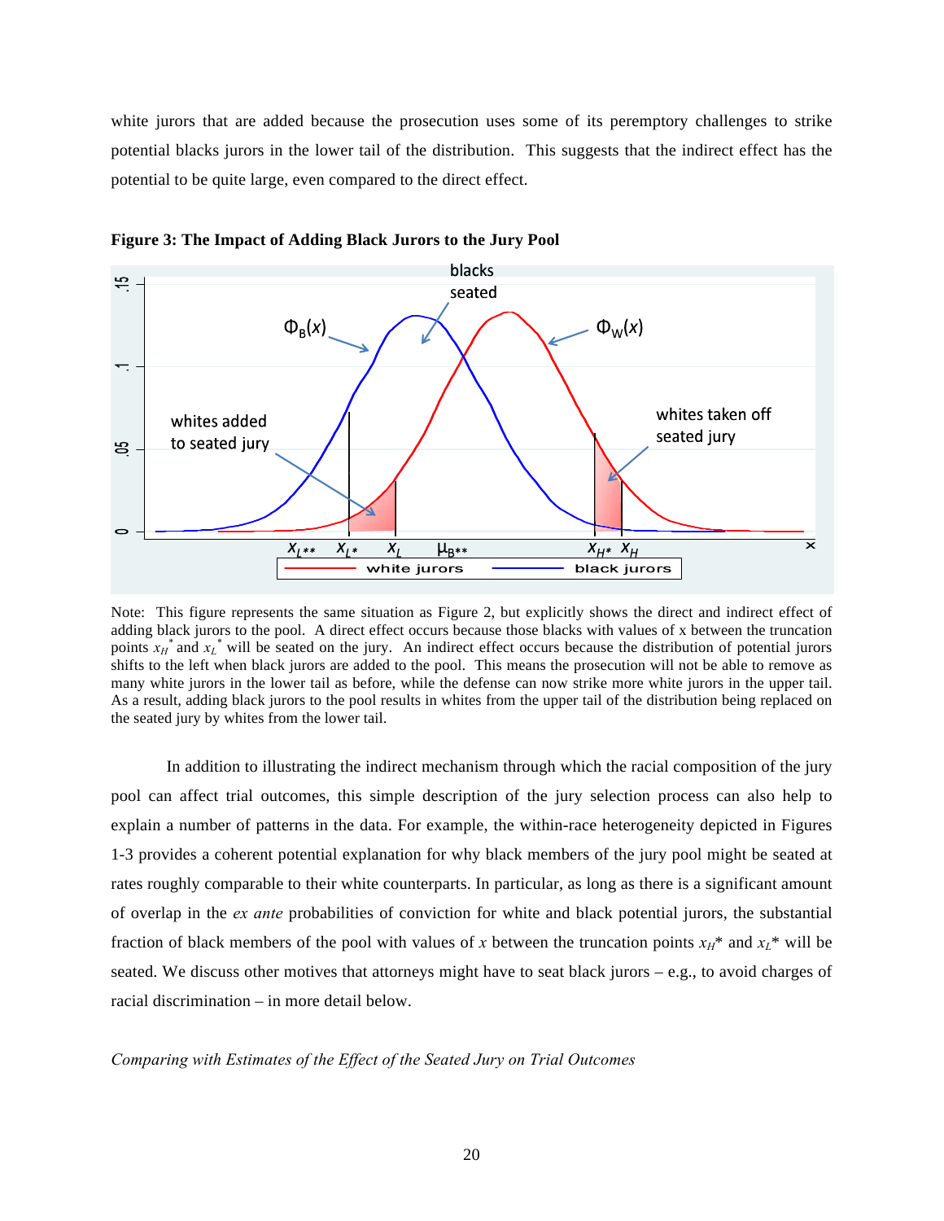white jurors that are added because the prosecution uses some of its peremptory challenges to strike potential blacks jurors in the lower tail of the distribution. This suggests that the indirect effect has the potential to be quite large, even compared to the direct effect.

**Figure 3: The Impact of Adding Black Jurors to the Jury Pool**

blacks seated

$\Phi_B(x)$

$\Phi_W(x)$

whites added to seated jury

whites taken off seated jury

.15

.1

.05

0

$x_{L**}$ $x_{L*}$ $x_L$ $\mu_{B**}$ $x_{H*}$ $x_H$

x

white jurors    black jurors

Note: This figure represents the same situation as Figure 2, but explicitly shows the direct and indirect effect of adding black jurors to the pool. A direct effect occurs because those blacks with values of x between the truncation points $x_H^*$ and $x_L^*$ will be seated on the jury. An indirect effect occurs because the distribution of potential jurors shifts to the left when black jurors are added to the pool. This means the prosecution will not be able to remove as many white jurors in the lower tail as before, while the defense can now strike more white jurors in the upper tail. As a result, adding black jurors to the pool results in whites from the upper tail of the distribution being replaced on the seated jury by whites from the lower tail.

In addition to illustrating the indirect mechanism through which the racial composition of the jury pool can affect trial outcomes, this simple description of the jury selection process can also help to explain a number of patterns in the data. For example, the within-race heterogeneity depicted in Figures 1-3 provides a coherent potential explanation for why black members of the jury pool might be seated at rates roughly comparable to their white counterparts. In particular, as long as there is a significant amount of overlap in the *ex ante* probabilities of conviction for white and black potential jurors, the substantial fraction of black members of the pool with values of $x$ between the truncation points $x_H$* and $x_L$* will be seated. We discuss other motives that attorneys might have to seat black jurors – e.g., to avoid charges of racial discrimination – in more detail below.

*Comparing with Estimates of the Effect of the Seated Jury on Trial Outcomes*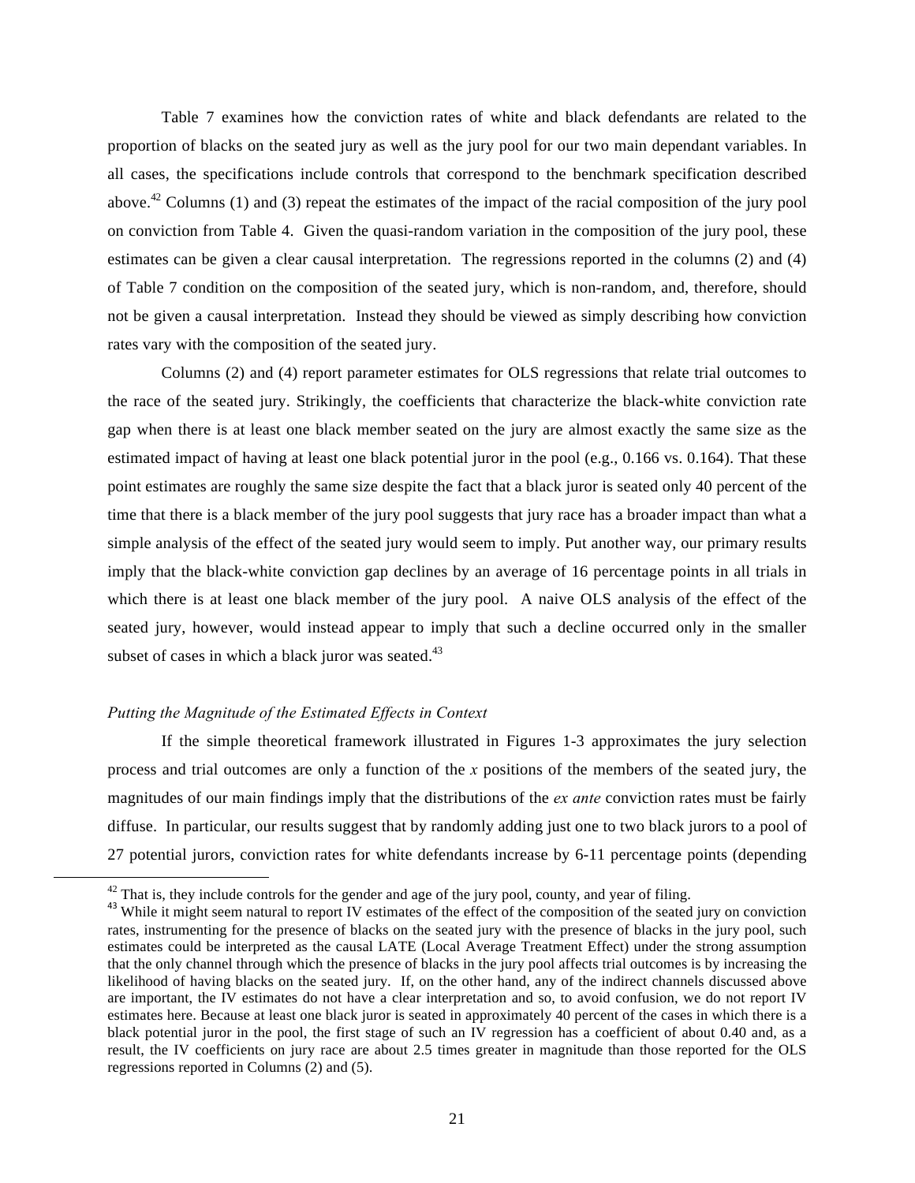Table 7 examines how the conviction rates of white and black defendants are related to the proportion of blacks on the seated jury as well as the jury pool for our two main dependant variables. In all cases, the specifications include controls that correspond to the benchmark specification described above.[42] Columns (1) and (3) repeat the estimates of the impact of the racial composition of the jury pool on conviction from Table 4. Given the quasi-random variation in the composition of the jury pool, these estimates can be given a clear causal interpretation. The regressions reported in the columns (2) and (4) of Table 7 condition on the composition of the seated jury, which is non-random, and, therefore, should not be given a causal interpretation. Instead they should be viewed as simply describing how conviction rates vary with the composition of the seated jury.

Columns (2) and (4) report parameter estimates for OLS regressions that relate trial outcomes to the race of the seated jury. Strikingly, the coefficients that characterize the black-white conviction rate gap when there is at least one black member seated on the jury are almost exactly the same size as the estimated impact of having at least one black potential juror in the pool (e.g., 0.166 vs. 0.164). That these point estimates are roughly the same size despite the fact that a black juror is seated only 40 percent of the time that there is a black member of the jury pool suggests that jury race has a broader impact than what a simple analysis of the effect of the seated jury would seem to imply. Put another way, our primary results imply that the black-white conviction gap declines by an average of 16 percentage points in all trials in which there is at least one black member of the jury pool. A naive OLS analysis of the effect of the seated jury, however, would instead appear to imply that such a decline occurred only in the smaller subset of cases in which a black juror was seated.[43]

*Putting the Magnitude of the Estimated Effects in Context*

If the simple theoretical framework illustrated in Figures 1-3 approximates the jury selection process and trial outcomes are only a function of the $x$ positions of the members of the seated jury, the magnitudes of our main findings imply that the distributions of the *ex ante* conviction rates must be fairly diffuse. In particular, our results suggest that by randomly adding just one to two black jurors to a pool of 27 potential jurors, conviction rates for white defendants increase by 6-11 percentage points (depending

[42] That is, they include controls for the gender and age of the jury pool, county, and year of filing.

[43] While it might seem natural to report IV estimates of the effect of the composition of the seated jury on conviction rates, instrumenting for the presence of blacks on the seated jury with the presence of blacks in the jury pool, such estimates could be interpreted as the causal LATE (Local Average Treatment Effect) under the strong assumption that the only channel through which the presence of blacks in the jury pool affects trial outcomes is by increasing the likelihood of having blacks on the seated jury. If, on the other hand, any of the indirect channels discussed above are important, the IV estimates do not have a clear interpretation and so, to avoid confusion, we do not report IV estimates here. Because at least one black juror is seated in approximately 40 percent of the cases in which there is a black potential juror in the pool, the first stage of such an IV regression has a coefficient of about 0.40 and, as a result, the IV coefficients on jury race are about 2.5 times greater in magnitude than those reported for the OLS regressions reported in Columns (2) and (5).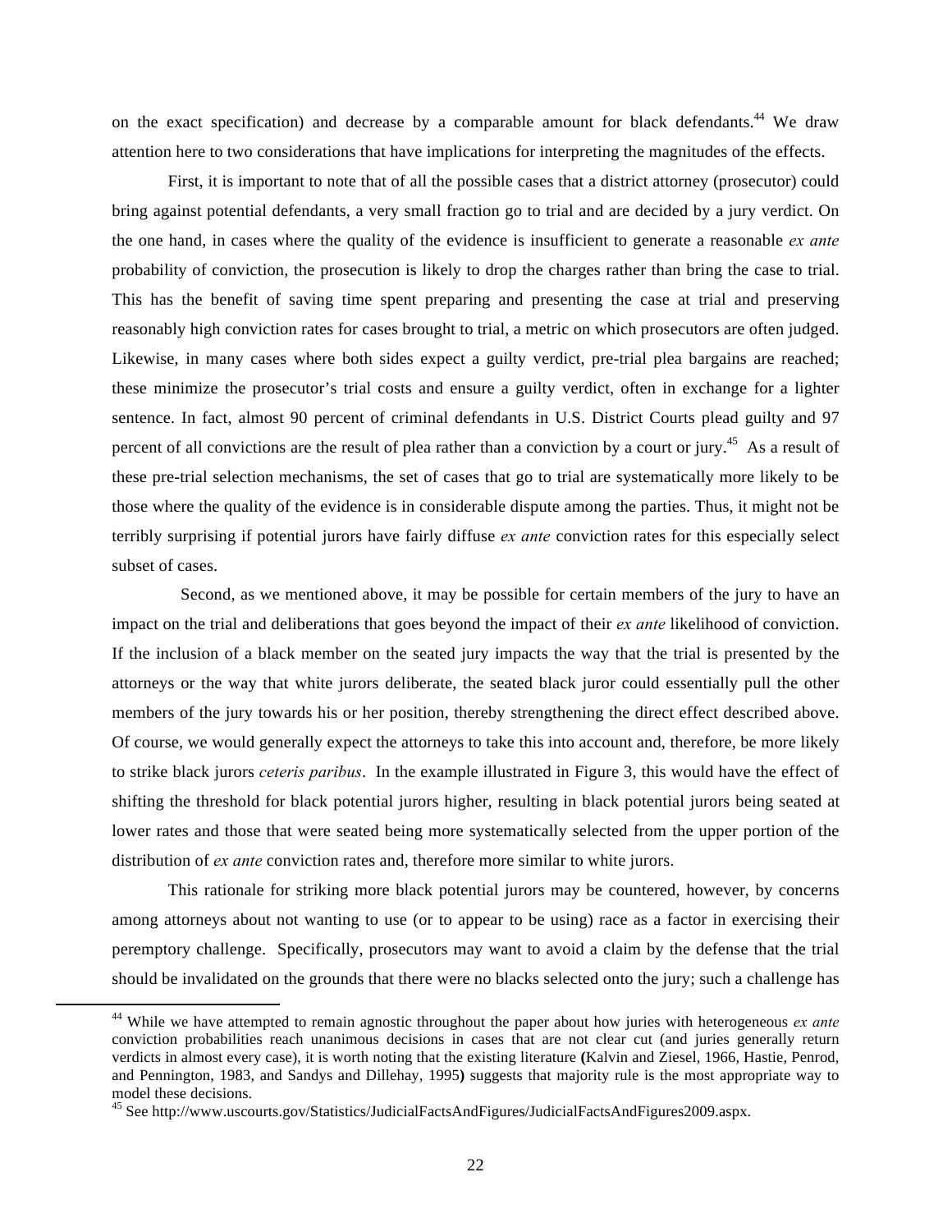on the exact specification) and decrease by a comparable amount for black defendants.[44] We draw attention here to two considerations that have implications for interpreting the magnitudes of the effects.

First, it is important to note that of all the possible cases that a district attorney (prosecutor) could bring against potential defendants, a very small fraction go to trial and are decided by a jury verdict. On the one hand, in cases where the quality of the evidence is insufficient to generate a reasonable *ex ante* probability of conviction, the prosecution is likely to drop the charges rather than bring the case to trial. This has the benefit of saving time spent preparing and presenting the case at trial and preserving reasonably high conviction rates for cases brought to trial, a metric on which prosecutors are often judged. Likewise, in many cases where both sides expect a guilty verdict, pre-trial plea bargains are reached; these minimize the prosecutor's trial costs and ensure a guilty verdict, often in exchange for a lighter sentence. In fact, almost 90 percent of criminal defendants in U.S. District Courts plead guilty and 97 percent of all convictions are the result of plea rather than a conviction by a court or jury.[45] As a result of these pre-trial selection mechanisms, the set of cases that go to trial are systematically more likely to be those where the quality of the evidence is in considerable dispute among the parties. Thus, it might not be terribly surprising if potential jurors have fairly diffuse *ex ante* conviction rates for this especially select subset of cases.

Second, as we mentioned above, it may be possible for certain members of the jury to have an impact on the trial and deliberations that goes beyond the impact of their *ex ante* likelihood of conviction. If the inclusion of a black member on the seated jury impacts the way that the trial is presented by the attorneys or the way that white jurors deliberate, the seated black juror could essentially pull the other members of the jury towards his or her position, thereby strengthening the direct effect described above. Of course, we would generally expect the attorneys to take this into account and, therefore, be more likely to strike black jurors *ceteris paribus*. In the example illustrated in Figure 3, this would have the effect of shifting the threshold for black potential jurors higher, resulting in black potential jurors being seated at lower rates and those that were seated being more systematically selected from the upper portion of the distribution of *ex ante* conviction rates and, therefore more similar to white jurors.

This rationale for striking more black potential jurors may be countered, however, by concerns among attorneys about not wanting to use (or to appear to be using) race as a factor in exercising their peremptory challenge. Specifically, prosecutors may want to avoid a claim by the defense that the trial should be invalidated on the grounds that there were no blacks selected onto the jury; such a challenge has

[44] While we have attempted to remain agnostic throughout the paper about how juries with heterogeneous *ex ante* conviction probabilities reach unanimous decisions in cases that are not clear cut (and juries generally return verdicts in almost every case), it is worth noting that the existing literature **(**Kalvin and Ziesel, 1966, Hastie, Penrod, and Pennington, 1983, and Sandys and Dillehay, 1995**)** suggests that majority rule is the most appropriate way to model these decisions.

[45] See http://www.uscourts.gov/Statistics/JudicialFactsAndFigures/JudicialFactsAndFigures2009.aspx.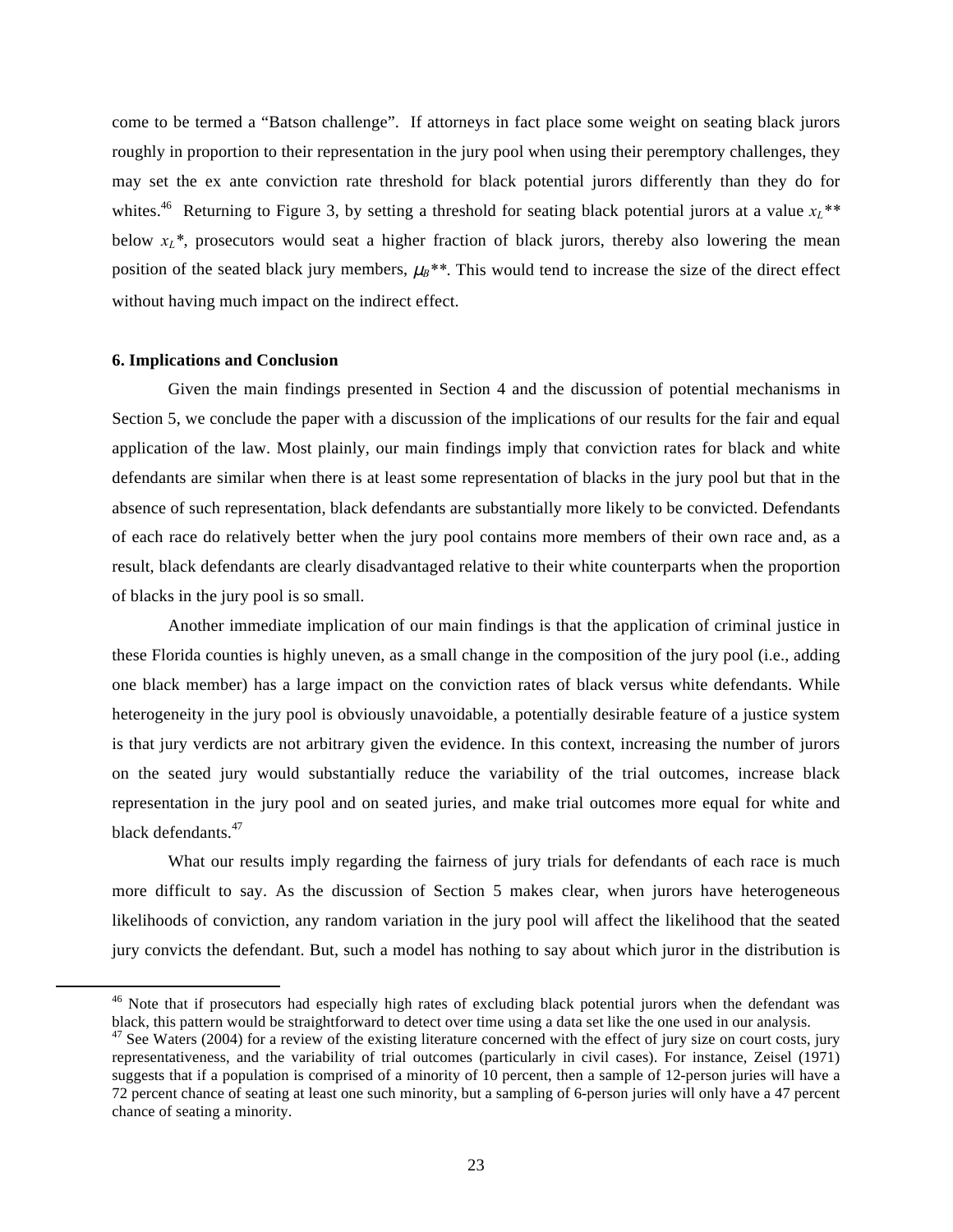come to be termed a "Batson challenge". If attorneys in fact place some weight on seating black jurors roughly in proportion to their representation in the jury pool when using their peremptory challenges, they may set the ex ante conviction rate threshold for black potential jurors differently than they do for whites.[46] Returning to Figure 3, by setting a threshold for seating black potential jurors at a value $x_L$** below $x_L$*, prosecutors would seat a higher fraction of black jurors, thereby also lowering the mean position of the seated black jury members, $\mu_B$**. This would tend to increase the size of the direct effect without having much impact on the indirect effect.

## 6. Implications and Conclusion

Given the main findings presented in Section 4 and the discussion of potential mechanisms in Section 5, we conclude the paper with a discussion of the implications of our results for the fair and equal application of the law. Most plainly, our main findings imply that conviction rates for black and white defendants are similar when there is at least some representation of blacks in the jury pool but that in the absence of such representation, black defendants are substantially more likely to be convicted. Defendants of each race do relatively better when the jury pool contains more members of their own race and, as a result, black defendants are clearly disadvantaged relative to their white counterparts when the proportion of blacks in the jury pool is so small.

Another immediate implication of our main findings is that the application of criminal justice in these Florida counties is highly uneven, as a small change in the composition of the jury pool (i.e., adding one black member) has a large impact on the conviction rates of black versus white defendants. While heterogeneity in the jury pool is obviously unavoidable, a potentially desirable feature of a justice system is that jury verdicts are not arbitrary given the evidence. In this context, increasing the number of jurors on the seated jury would substantially reduce the variability of the trial outcomes, increase black representation in the jury pool and on seated juries, and make trial outcomes more equal for white and black defendants.[47]

What our results imply regarding the fairness of jury trials for defendants of each race is much more difficult to say. As the discussion of Section 5 makes clear, when jurors have heterogeneous likelihoods of conviction, any random variation in the jury pool will affect the likelihood that the seated jury convicts the defendant. But, such a model has nothing to say about which juror in the distribution is

[46] Note that if prosecutors had especially high rates of excluding black potential jurors when the defendant was black, this pattern would be straightforward to detect over time using a data set like the one used in our analysis.

[47] See Waters (2004) for a review of the existing literature concerned with the effect of jury size on court costs, jury representativeness, and the variability of trial outcomes (particularly in civil cases). For instance, Zeisel (1971) suggests that if a population is comprised of a minority of 10 percent, then a sample of 12-person juries will have a 72 percent chance of seating at least one such minority, but a sampling of 6-person juries will only have a 47 percent chance of seating a minority.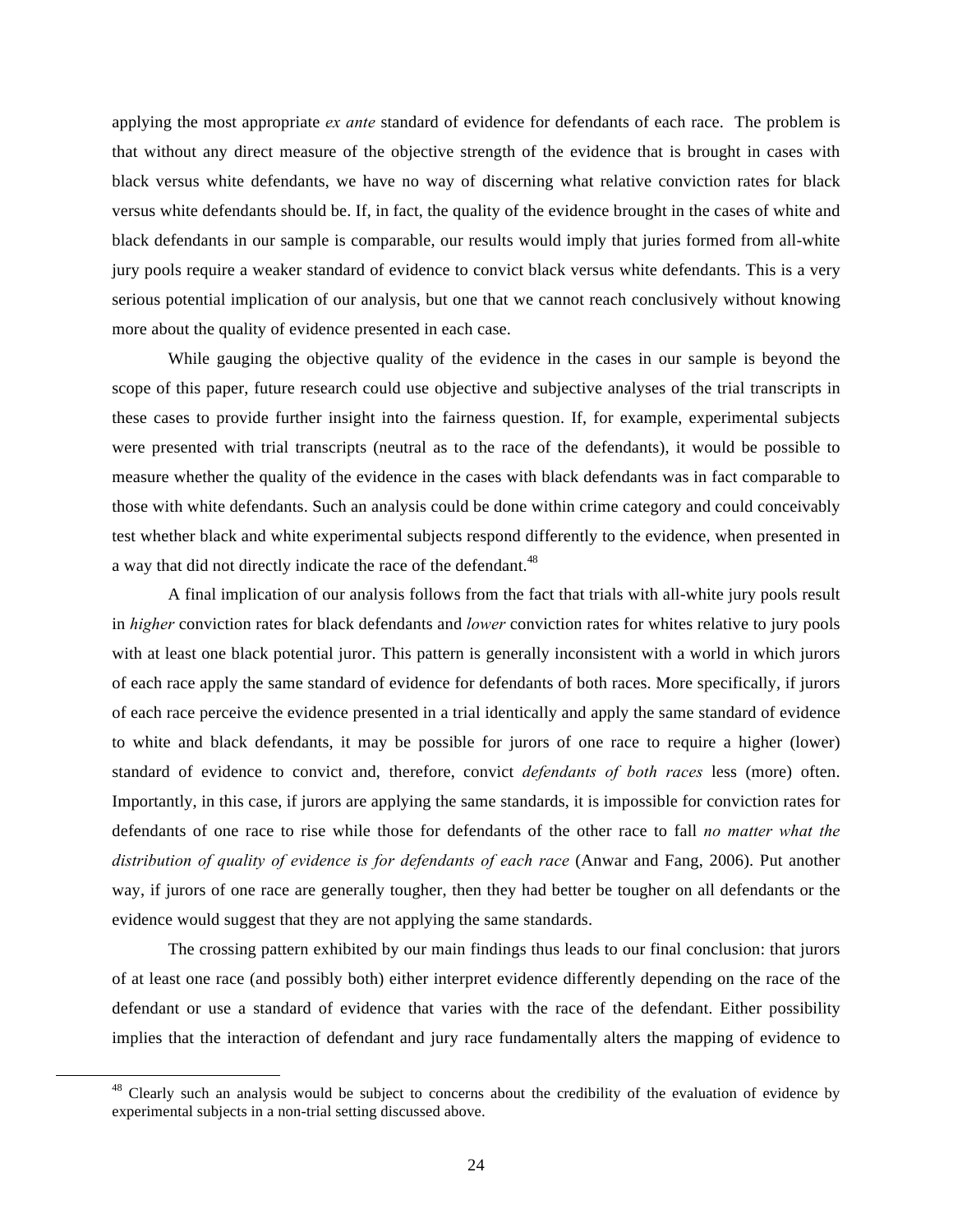applying the most appropriate *ex ante* standard of evidence for defendants of each race. The problem is that without any direct measure of the objective strength of the evidence that is brought in cases with black versus white defendants, we have no way of discerning what relative conviction rates for black versus white defendants should be. If, in fact, the quality of the evidence brought in the cases of white and black defendants in our sample is comparable, our results would imply that juries formed from all-white jury pools require a weaker standard of evidence to convict black versus white defendants. This is a very serious potential implication of our analysis, but one that we cannot reach conclusively without knowing more about the quality of evidence presented in each case.

While gauging the objective quality of the evidence in the cases in our sample is beyond the scope of this paper, future research could use objective and subjective analyses of the trial transcripts in these cases to provide further insight into the fairness question. If, for example, experimental subjects were presented with trial transcripts (neutral as to the race of the defendants), it would be possible to measure whether the quality of the evidence in the cases with black defendants was in fact comparable to those with white defendants. Such an analysis could be done within crime category and could conceivably test whether black and white experimental subjects respond differently to the evidence, when presented in a way that did not directly indicate the race of the defendant.[48]

A final implication of our analysis follows from the fact that trials with all-white jury pools result in *higher* conviction rates for black defendants and *lower* conviction rates for whites relative to jury pools with at least one black potential juror. This pattern is generally inconsistent with a world in which jurors of each race apply the same standard of evidence for defendants of both races. More specifically, if jurors of each race perceive the evidence presented in a trial identically and apply the same standard of evidence to white and black defendants, it may be possible for jurors of one race to require a higher (lower) standard of evidence to convict and, therefore, convict *defendants of both races* less (more) often. Importantly, in this case, if jurors are applying the same standards, it is impossible for conviction rates for defendants of one race to rise while those for defendants of the other race to fall *no matter what the distribution of quality of evidence is for defendants of each race* (Anwar and Fang, 2006). Put another way, if jurors of one race are generally tougher, then they had better be tougher on all defendants or the evidence would suggest that they are not applying the same standards.

The crossing pattern exhibited by our main findings thus leads to our final conclusion: that jurors of at least one race (and possibly both) either interpret evidence differently depending on the race of the defendant or use a standard of evidence that varies with the race of the defendant. Either possibility implies that the interaction of defendant and jury race fundamentally alters the mapping of evidence to

[48] Clearly such an analysis would be subject to concerns about the credibility of the evaluation of evidence by experimental subjects in a non-trial setting discussed above.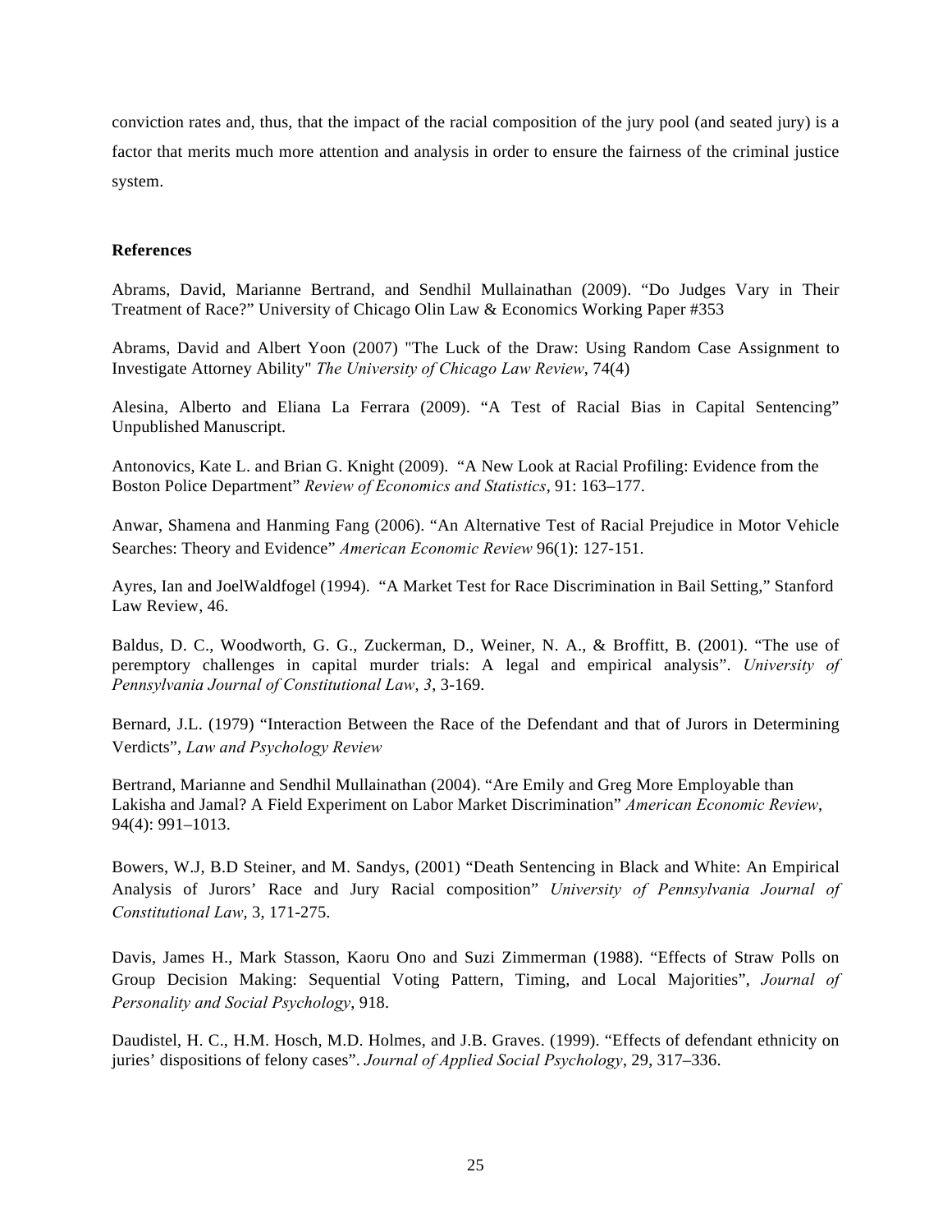conviction rates and, thus, that the impact of the racial composition of the jury pool (and seated jury) is a factor that merits much more attention and analysis in order to ensure the fairness of the criminal justice system.

**References**

Abrams, David, Marianne Bertrand, and Sendhil Mullainathan (2009). "Do Judges Vary in Their Treatment of Race?" University of Chicago Olin Law & Economics Working Paper #353

Abrams, David and Albert Yoon (2007) "The Luck of the Draw: Using Random Case Assignment to Investigate Attorney Ability" *The University of Chicago Law Review*, 74(4)

Alesina, Alberto and Eliana La Ferrara (2009). "A Test of Racial Bias in Capital Sentencing" Unpublished Manuscript.

Antonovics, Kate L. and Brian G. Knight (2009). "A New Look at Racial Profiling: Evidence from the Boston Police Department" *Review of Economics and Statistics*, 91: 163–177.

Anwar, Shamena and Hanming Fang (2006). "An Alternative Test of Racial Prejudice in Motor Vehicle Searches: Theory and Evidence" *American Economic Review* 96(1): 127-151.

Ayres, Ian and JoelWaldfogel (1994). "A Market Test for Race Discrimination in Bail Setting," Stanford Law Review, 46.

Baldus, D. C., Woodworth, G. G., Zuckerman, D., Weiner, N. A., & Broffitt, B. (2001). "The use of peremptory challenges in capital murder trials: A legal and empirical analysis". *University of Pennsylvania Journal of Constitutional Law*, *3*, 3-169.

Bernard, J.L. (1979) "Interaction Between the Race of the Defendant and that of Jurors in Determining Verdicts", *Law and Psychology Review*

Bertrand, Marianne and Sendhil Mullainathan (2004). "Are Emily and Greg More Employable than Lakisha and Jamal? A Field Experiment on Labor Market Discrimination" *American Economic Review*, 94(4): 991–1013.

Bowers, W.J, B.D Steiner, and M. Sandys, (2001) "Death Sentencing in Black and White: An Empirical Analysis of Jurors' Race and Jury Racial composition" *University of Pennsylvania Journal of Constitutional Law*, 3, 171-275.

Davis, James H., Mark Stasson, Kaoru Ono and Suzi Zimmerman (1988). "Effects of Straw Polls on Group Decision Making: Sequential Voting Pattern, Timing, and Local Majorities", *Journal of Personality and Social Psychology*, 918.

Daudistel, H. C., H.M. Hosch, M.D. Holmes, and J.B. Graves. (1999). "Effects of defendant ethnicity on juries' dispositions of felony cases". *Journal of Applied Social Psychology*, 29, 317–336.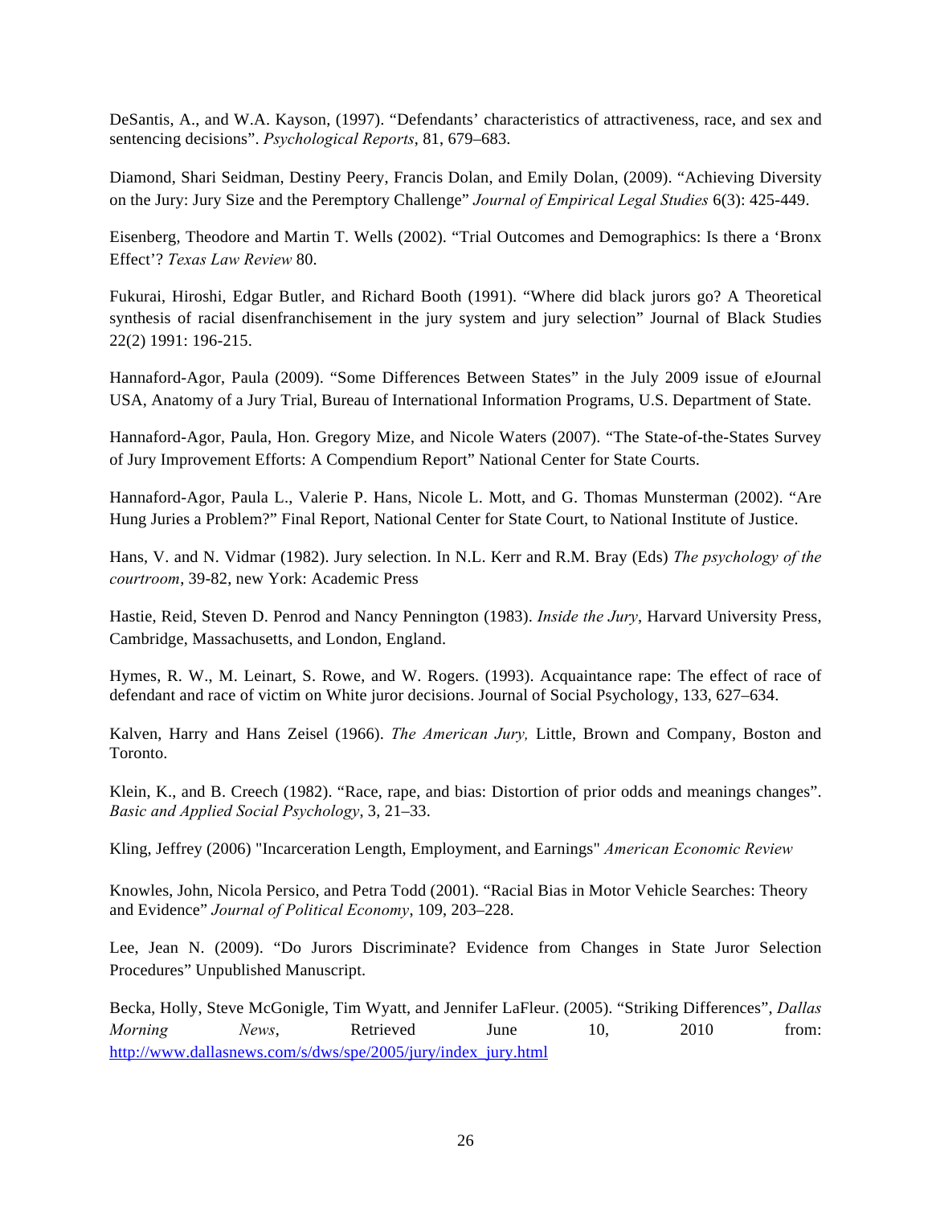DeSantis, A., and W.A. Kayson, (1997). “Defendants’ characteristics of attractiveness, race, and sex and sentencing decisions”. *Psychological Reports*, 81, 679–683.

Diamond, Shari Seidman, Destiny Peery, Francis Dolan, and Emily Dolan, (2009). “Achieving Diversity on the Jury: Jury Size and the Peremptory Challenge” *Journal of Empirical Legal Studies* 6(3): 425-449.

Eisenberg, Theodore and Martin T. Wells (2002). “Trial Outcomes and Demographics: Is there a ‘Bronx Effect’? *Texas Law Review* 80.

Fukurai, Hiroshi, Edgar Butler, and Richard Booth (1991). “Where did black jurors go? A Theoretical synthesis of racial disenfranchisement in the jury system and jury selection” Journal of Black Studies 22(2) 1991: 196-215.

Hannaford-Agor, Paula (2009). “Some Differences Between States” in the July 2009 issue of eJournal USA, Anatomy of a Jury Trial, Bureau of International Information Programs, U.S. Department of State.

Hannaford-Agor, Paula, Hon. Gregory Mize, and Nicole Waters (2007). “The State-of-the-States Survey of Jury Improvement Efforts: A Compendium Report” National Center for State Courts.

Hannaford-Agor, Paula L., Valerie P. Hans, Nicole L. Mott, and G. Thomas Munsterman (2002). “Are Hung Juries a Problem?” Final Report, National Center for State Court, to National Institute of Justice.

Hans, V. and N. Vidmar (1982). Jury selection. In N.L. Kerr and R.M. Bray (Eds) *The psychology of the courtroom*, 39-82, new York: Academic Press

Hastie, Reid, Steven D. Penrod and Nancy Pennington (1983). *Inside the Jury*, Harvard University Press, Cambridge, Massachusetts, and London, England.

Hymes, R. W., M. Leinart, S. Rowe, and W. Rogers. (1993). Acquaintance rape: The effect of race of defendant and race of victim on White juror decisions. Journal of Social Psychology, 133, 627–634.

Kalven, Harry and Hans Zeisel (1966). *The American Jury,* Little, Brown and Company, Boston and Toronto.

Klein, K., and B. Creech (1982). “Race, rape, and bias: Distortion of prior odds and meanings changes”. *Basic and Applied Social Psychology*, 3, 21–33.

Kling, Jeffrey (2006) "Incarceration Length, Employment, and Earnings" *American Economic Review*

Knowles, John, Nicola Persico, and Petra Todd (2001). “Racial Bias in Motor Vehicle Searches: Theory and Evidence” *Journal of Political Economy*, 109, 203–228.

Lee, Jean N. (2009). “Do Jurors Discriminate? Evidence from Changes in State Juror Selection Procedures” Unpublished Manuscript.

Becka, Holly, Steve McGonigle, Tim Wyatt, and Jennifer LaFleur. (2005). “Striking Differences”, *Dallas Morning News*, Retrieved June 10, 2010 from: http://www.dallasnews.com/s/dws/spe/2005/jury/index_jury.html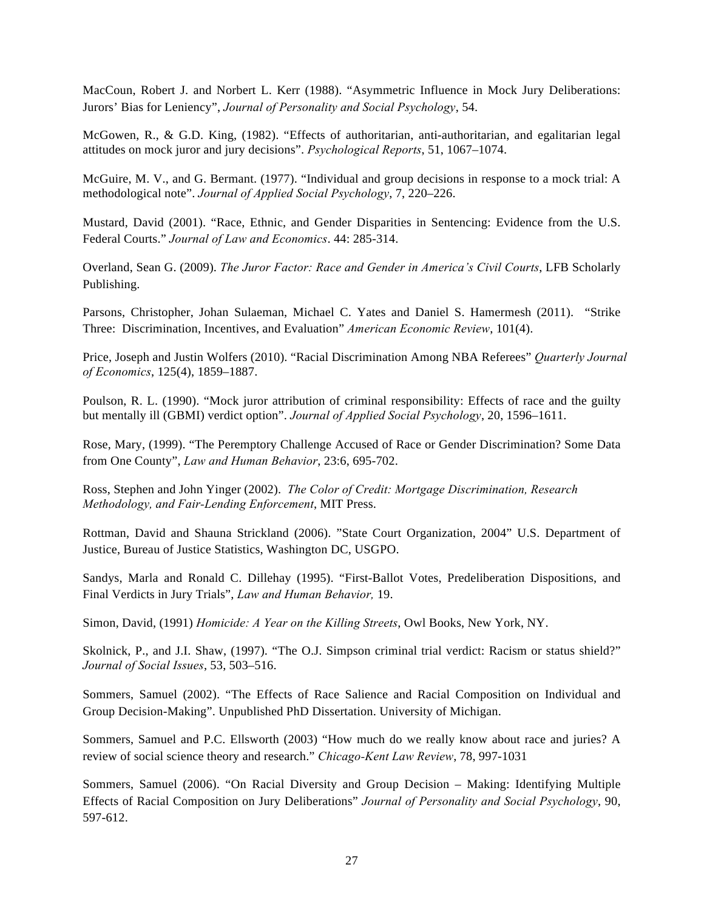MacCoun, Robert J. and Norbert L. Kerr (1988). “Asymmetric Influence in Mock Jury Deliberations: Jurors’ Bias for Leniency”, *Journal of Personality and Social Psychology*, 54.

McGowen, R., & G.D. King, (1982). “Effects of authoritarian, anti-authoritarian, and egalitarian legal attitudes on mock juror and jury decisions”. *Psychological Reports*, 51, 1067–1074.

McGuire, M. V., and G. Bermant. (1977). “Individual and group decisions in response to a mock trial: A methodological note”. *Journal of Applied Social Psychology*, 7, 220–226.

Mustard, David (2001). “Race, Ethnic, and Gender Disparities in Sentencing: Evidence from the U.S. Federal Courts.” *Journal of Law and Economics*. 44: 285-314.

Overland, Sean G. (2009). *The Juror Factor: Race and Gender in America’s Civil Courts*, LFB Scholarly Publishing.

Parsons, Christopher, Johan Sulaeman, Michael C. Yates and Daniel S. Hamermesh (2011). “Strike Three: Discrimination, Incentives, and Evaluation” *American Economic Review*, 101(4).

Price, Joseph and Justin Wolfers (2010). “Racial Discrimination Among NBA Referees” *Quarterly Journal of Economics*, 125(4), 1859–1887.

Poulson, R. L. (1990). “Mock juror attribution of criminal responsibility: Effects of race and the guilty but mentally ill (GBMI) verdict option”. *Journal of Applied Social Psychology*, 20, 1596–1611.

Rose, Mary, (1999). “The Peremptory Challenge Accused of Race or Gender Discrimination? Some Data from One County”, *Law and Human Behavior*, 23:6, 695-702.

Ross, Stephen and John Yinger (2002). *The Color of Credit: Mortgage Discrimination, Research Methodology, and Fair-Lending Enforcement*, MIT Press.

Rottman, David and Shauna Strickland (2006). ”State Court Organization, 2004” U.S. Department of Justice, Bureau of Justice Statistics, Washington DC, USGPO.

Sandys, Marla and Ronald C. Dillehay (1995). “First-Ballot Votes, Predeliberation Dispositions, and Final Verdicts in Jury Trials”, *Law and Human Behavior,* 19.

Simon, David, (1991) *Homicide: A Year on the Killing Streets*, Owl Books, New York, NY.

Skolnick, P., and J.I. Shaw, (1997). “The O.J. Simpson criminal trial verdict: Racism or status shield?” *Journal of Social Issues*, 53, 503–516.

Sommers, Samuel (2002). “The Effects of Race Salience and Racial Composition on Individual and Group Decision-Making”. Unpublished PhD Dissertation. University of Michigan.

Sommers, Samuel and P.C. Ellsworth (2003) “How much do we really know about race and juries? A review of social science theory and research.” *Chicago-Kent Law Review*, 78, 997-1031

Sommers, Samuel (2006). “On Racial Diversity and Group Decision – Making: Identifying Multiple Effects of Racial Composition on Jury Deliberations” *Journal of Personality and Social Psychology*, 90, 597-612.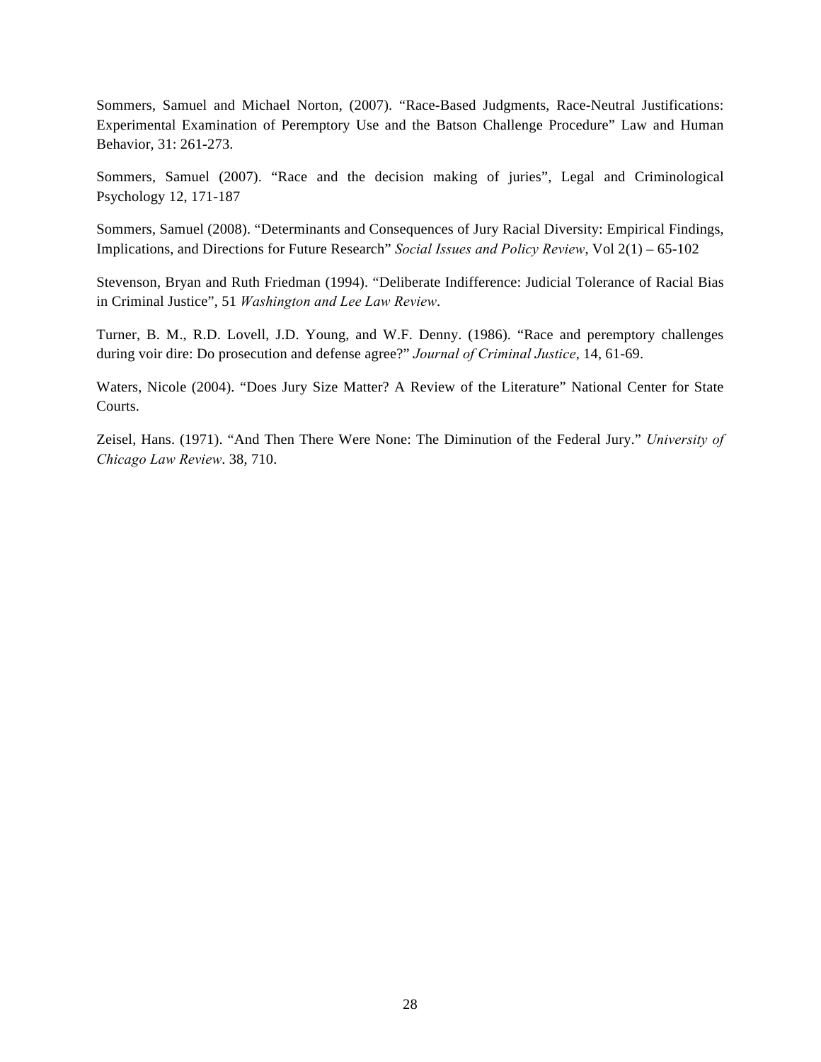Sommers, Samuel and Michael Norton, (2007). "Race-Based Judgments, Race-Neutral Justifications: Experimental Examination of Peremptory Use and the Batson Challenge Procedure" Law and Human Behavior, 31: 261-273.

Sommers, Samuel (2007). "Race and the decision making of juries", Legal and Criminological Psychology 12, 171-187

Sommers, Samuel (2008). "Determinants and Consequences of Jury Racial Diversity: Empirical Findings, Implications, and Directions for Future Research" *Social Issues and Policy Review*, Vol 2(1) – 65-102

Stevenson, Bryan and Ruth Friedman (1994). "Deliberate Indifference: Judicial Tolerance of Racial Bias in Criminal Justice", 51 *Washington and Lee Law Review*.

Turner, B. M., R.D. Lovell, J.D. Young, and W.F. Denny. (1986). "Race and peremptory challenges during voir dire: Do prosecution and defense agree?" *Journal of Criminal Justice*, 14, 61-69.

Waters, Nicole (2004). "Does Jury Size Matter? A Review of the Literature" National Center for State Courts.

Zeisel, Hans. (1971). "And Then There Were None: The Diminution of the Federal Jury." *University of Chicago Law Review*. 38, 710.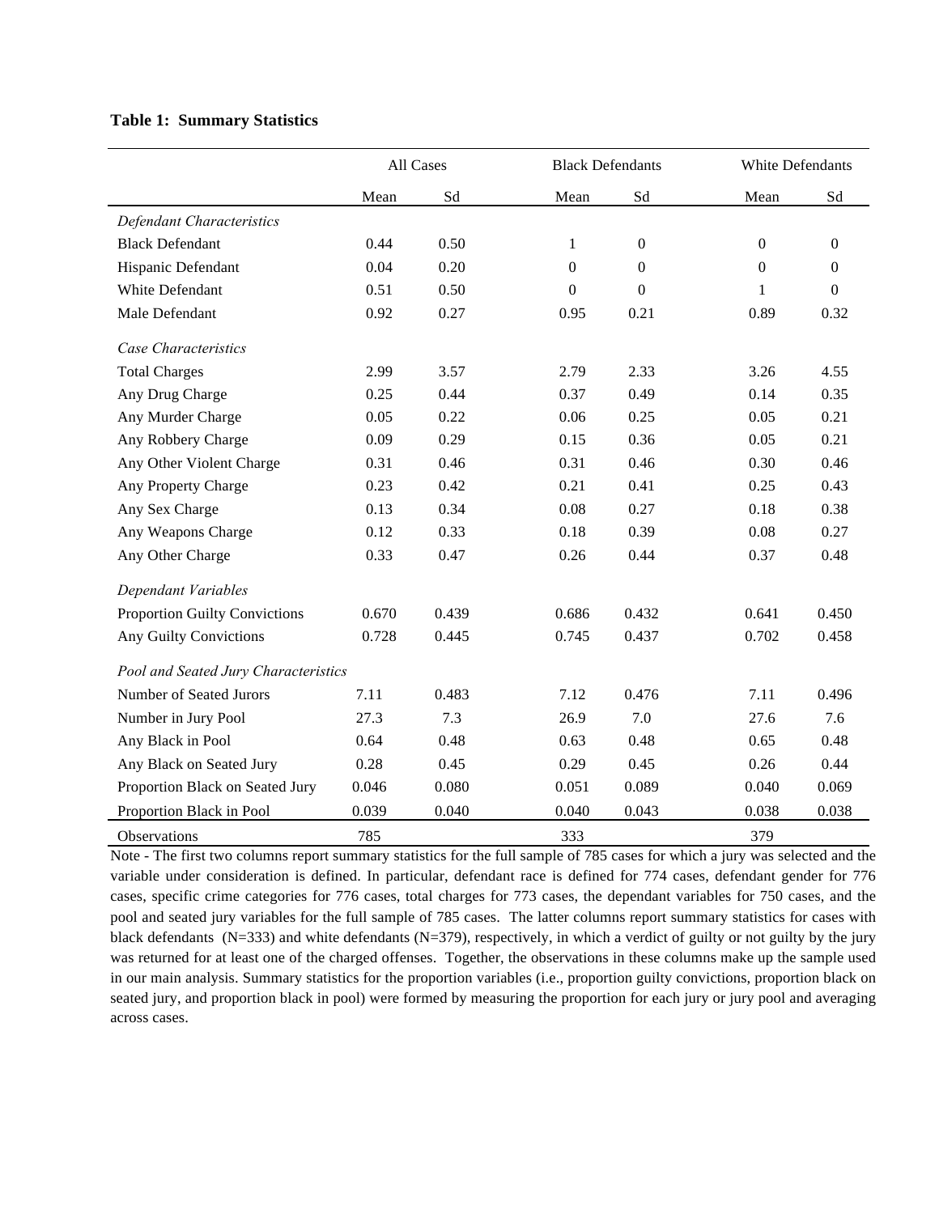**Table 1: Summary Statistics**

| | All Cases | | Black Defendants | | White Defendants | |
|---|---|---|---|---|---|---|
| | Mean | Sd | Mean | Sd | Mean | Sd |
| *Defendant Characteristics* | | | | | | |
| Black Defendant | 0.44 | 0.50 | 1 | 0 | 0 | 0 |
| Hispanic Defendant | 0.04 | 0.20 | 0 | 0 | 0 | 0 |
| White Defendant | 0.51 | 0.50 | 0 | 0 | 1 | 0 |
| Male Defendant | 0.92 | 0.27 | 0.95 | 0.21 | 0.89 | 0.32 |
| *Case Characteristics* | | | | | | |
| Total Charges | 2.99 | 3.57 | 2.79 | 2.33 | 3.26 | 4.55 |
| Any Drug Charge | 0.25 | 0.44 | 0.37 | 0.49 | 0.14 | 0.35 |
| Any Murder Charge | 0.05 | 0.22 | 0.06 | 0.25 | 0.05 | 0.21 |
| Any Robbery Charge | 0.09 | 0.29 | 0.15 | 0.36 | 0.05 | 0.21 |
| Any Other Violent Charge | 0.31 | 0.46 | 0.31 | 0.46 | 0.30 | 0.46 |
| Any Property Charge | 0.23 | 0.42 | 0.21 | 0.41 | 0.25 | 0.43 |
| Any Sex Charge | 0.13 | 0.34 | 0.08 | 0.27 | 0.18 | 0.38 |
| Any Weapons Charge | 0.12 | 0.33 | 0.18 | 0.39 | 0.08 | 0.27 |
| Any Other Charge | 0.33 | 0.47 | 0.26 | 0.44 | 0.37 | 0.48 |
| *Dependant Variables* | | | | | | |
| Proportion Guilty Convictions | 0.670 | 0.439 | 0.686 | 0.432 | 0.641 | 0.450 |
| Any Guilty Convictions | 0.728 | 0.445 | 0.745 | 0.437 | 0.702 | 0.458 |
| *Pool and Seated Jury Characteristics* | | | | | | |
| Number of Seated Jurors | 7.11 | 0.483 | 7.12 | 0.476 | 7.11 | 0.496 |
| Number in Jury Pool | 27.3 | 7.3 | 26.9 | 7.0 | 27.6 | 7.6 |
| Any Black in Pool | 0.64 | 0.48 | 0.63 | 0.48 | 0.65 | 0.48 |
| Any Black on Seated Jury | 0.28 | 0.45 | 0.29 | 0.45 | 0.26 | 0.44 |
| Proportion Black on Seated Jury | 0.046 | 0.080 | 0.051 | 0.089 | 0.040 | 0.069 |
| Proportion Black in Pool | 0.039 | 0.040 | 0.040 | 0.043 | 0.038 | 0.038 |
| Observations | 785 | | 333 | | 379 | |

Note - The first two columns report summary statistics for the full sample of 785 cases for which a jury was selected and the variable under consideration is defined. In particular, defendant race is defined for 774 cases, defendant gender for 776 cases, specific crime categories for 776 cases, total charges for 773 cases, the dependant variables for 750 cases, and the pool and seated jury variables for the full sample of 785 cases. The latter columns report summary statistics for cases with black defendants (N=333) and white defendants (N=379), respectively, in which a verdict of guilty or not guilty by the jury was returned for at least one of the charged offenses. Together, the observations in these columns make up the sample used in our main analysis. Summary statistics for the proportion variables (i.e., proportion guilty convictions, proportion black on seated jury, and proportion black in pool) were formed by measuring the proportion for each jury or jury pool and averaging across cases.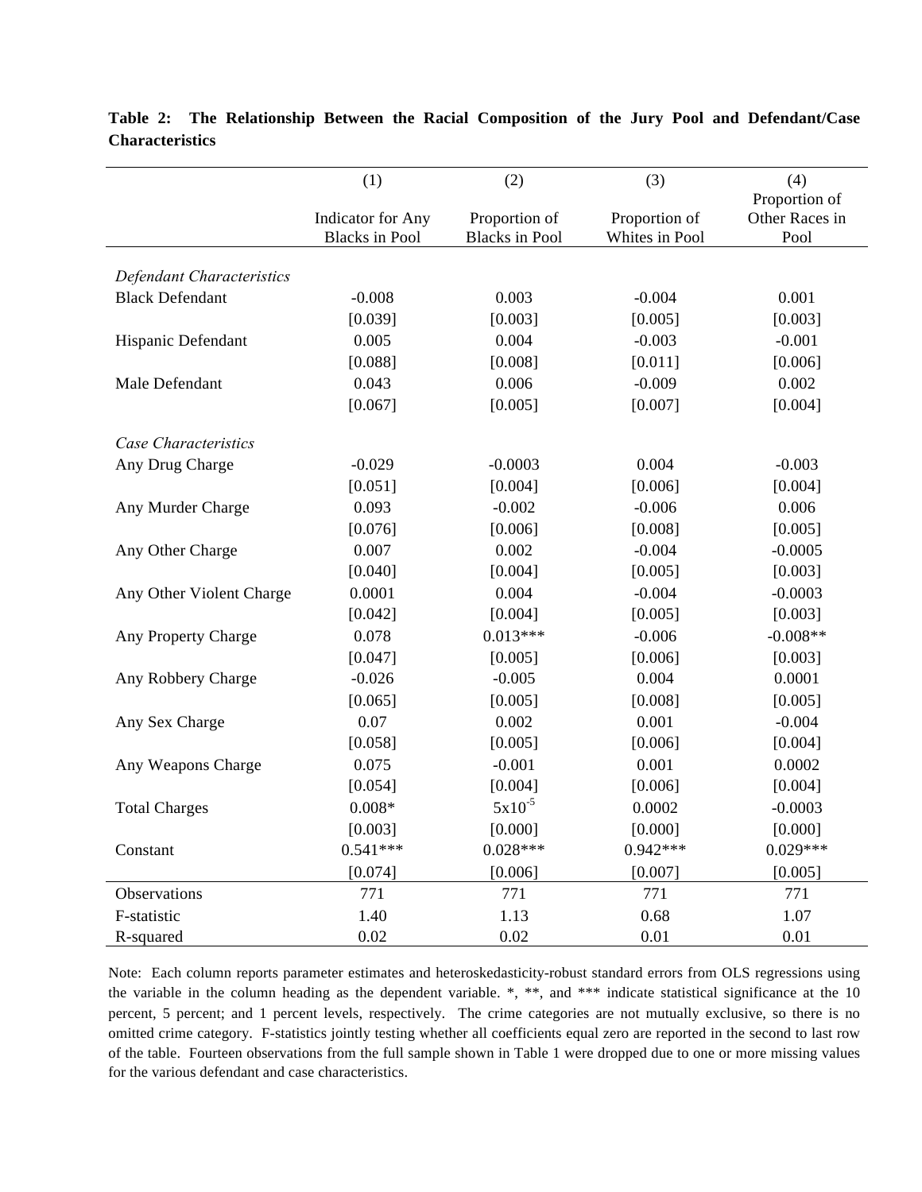**Table 2: The Relationship Between the Racial Composition of the Jury Pool and Defendant/Case Characteristics**

| | (1) Indicator for Any Blacks in Pool | (2) Proportion of Blacks in Pool | (3) Proportion of Whites in Pool | (4) Proportion of Other Races in Pool |
|---|---|---|---|---|
| *Defendant Characteristics* | | | | |
| Black Defendant | -0.008 | 0.003 | -0.004 | 0.001 |
| | [0.039] | [0.003] | [0.005] | [0.003] |
| Hispanic Defendant | 0.005 | 0.004 | -0.003 | -0.001 |
| | [0.088] | [0.008] | [0.011] | [0.006] |
| Male Defendant | 0.043 | 0.006 | -0.009 | 0.002 |
| | [0.067] | [0.005] | [0.007] | [0.004] |
| *Case Characteristics* | | | | |
| Any Drug Charge | -0.029 | -0.0003 | 0.004 | -0.003 |
| | [0.051] | [0.004] | [0.006] | [0.004] |
| Any Murder Charge | 0.093 | -0.002 | -0.006 | 0.006 |
| | [0.076] | [0.006] | [0.008] | [0.005] |
| Any Other Charge | 0.007 | 0.002 | -0.004 | -0.0005 |
| | [0.040] | [0.004] | [0.005] | [0.003] |
| Any Other Violent Charge | 0.0001 | 0.004 | -0.004 | -0.0003 |
| | [0.042] | [0.004] | [0.005] | [0.003] |
| Any Property Charge | 0.078 | 0.013*** | -0.006 | -0.008** |
| | [0.047] | [0.005] | [0.006] | [0.003] |
| Any Robbery Charge | -0.026 | -0.005 | 0.004 | 0.0001 |
| | [0.065] | [0.005] | [0.008] | [0.005] |
| Any Sex Charge | 0.07 | 0.002 | 0.001 | -0.004 |
| | [0.058] | [0.005] | [0.006] | [0.004] |
| Any Weapons Charge | 0.075 | -0.001 | 0.001 | 0.0002 |
| | [0.054] | [0.004] | [0.006] | [0.004] |
| Total Charges | 0.008* | $5x10^{-5}$ | 0.0002 | -0.0003 |
| | [0.003] | [0.000] | [0.000] | [0.000] |
| Constant | 0.541*** | 0.028*** | 0.942*** | 0.029*** |
| | [0.074] | [0.006] | [0.007] | [0.005] |
| Observations | 771 | 771 | 771 | 771 |
| F-statistic | 1.40 | 1.13 | 0.68 | 1.07 |
| R-squared | 0.02 | 0.02 | 0.01 | 0.01 |

Note: Each column reports parameter estimates and heteroskedasticity-robust standard errors from OLS regressions using the variable in the column heading as the dependent variable. *, **, and *** indicate statistical significance at the 10 percent, 5 percent; and 1 percent levels, respectively. The crime categories are not mutually exclusive, so there is no omitted crime category. F-statistics jointly testing whether all coefficients equal zero are reported in the second to last row of the table. Fourteen observations from the full sample shown in Table 1 were dropped due to one or more missing values for the various defendant and case characteristics.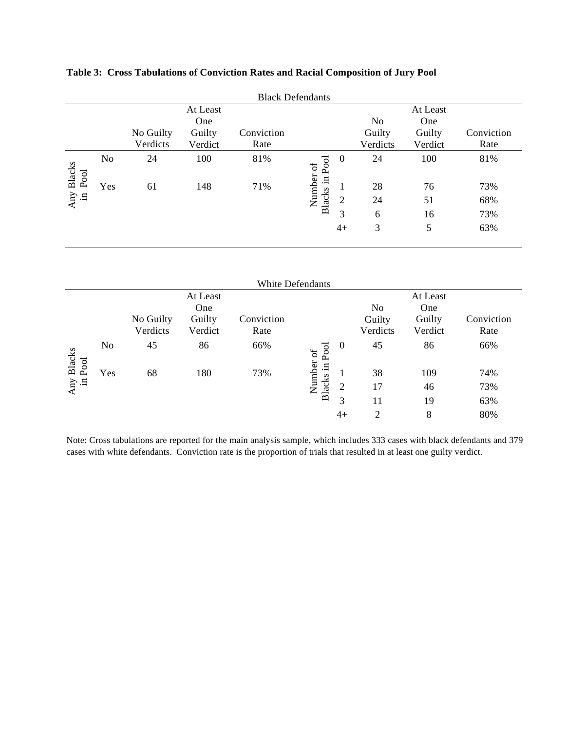**Table 3: Cross Tabulations of Conviction Rates and Racial Composition of Jury Pool**

Black Defendants

| Any Blacks in Pool | No Guilty Verdicts | At Least One Guilty Verdict | Conviction Rate | Number of Blacks in Pool | No Guilty Verdicts | At Least One Guilty Verdict | Conviction Rate |
|---|---|---|---|---|---|---|---|
| No | 24 | 100 | 81% | 0 | 24 | 100 | 81% |
| Yes | 61 | 148 | 71% | 1 | 28 | 76 | 73% |
| | | | | 2 | 24 | 51 | 68% |
| | | | | 3 | 6 | 16 | 73% |
| | | | | 4+ | 3 | 5 | 63% |

White Defendants

| Any Blacks in Pool | No Guilty Verdicts | At Least One Guilty Verdict | Conviction Rate | Number of Blacks in Pool | No Guilty Verdicts | At Least One Guilty Verdict | Conviction Rate |
|---|---|---|---|---|---|---|---|
| No | 45 | 86 | 66% | 0 | 45 | 86 | 66% |
| Yes | 68 | 180 | 73% | 1 | 38 | 109 | 74% |
| | | | | 2 | 17 | 46 | 73% |
| | | | | 3 | 11 | 19 | 63% |
| | | | | 4+ | 2 | 8 | 80% |

Note: Cross tabulations are reported for the main analysis sample, which includes 333 cases with black defendants and 379 cases with white defendants. Conviction rate is the proportion of trials that resulted in at least one guilty verdict.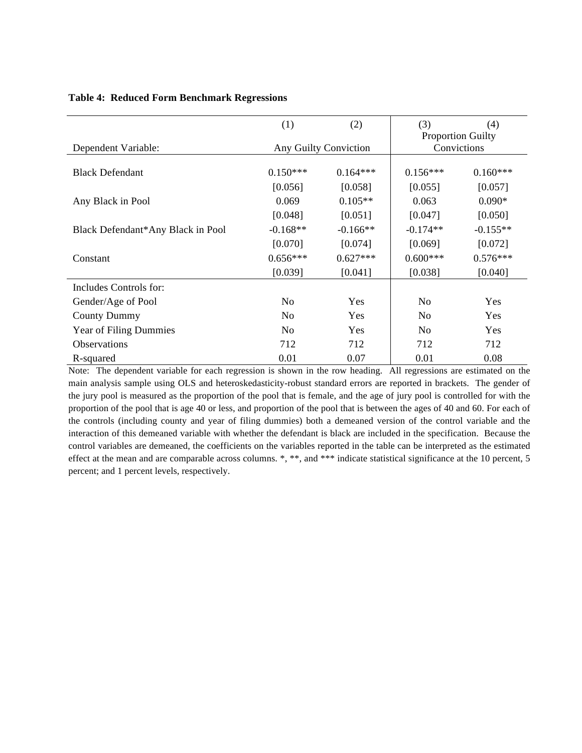**Table 4: Reduced Form Benchmark Regressions**

| | (1) | (2) | (3) | (4) |
|---|---|---|---|---|
| Dependent Variable: | Any Guilty Conviction | | Proportion Guilty Convictions | |
| Black Defendant | 0.150*** | 0.164*** | 0.156*** | 0.160*** |
| | [0.056] | [0.058] | [0.055] | [0.057] |
| Any Black in Pool | 0.069 | 0.105** | 0.063 | 0.090* |
| | [0.048] | [0.051] | [0.047] | [0.050] |
| Black Defendant*Any Black in Pool | -0.168** | -0.166** | -0.174** | -0.155** |
| | [0.070] | [0.074] | [0.069] | [0.072] |
| Constant | 0.656*** | 0.627*** | 0.600*** | 0.576*** |
| | [0.039] | [0.041] | [0.038] | [0.040] |
| Includes Controls for: | | | | |
| Gender/Age of Pool | No | Yes | No | Yes |
| County Dummy | No | Yes | No | Yes |
| Year of Filing Dummies | No | Yes | No | Yes |
| Observations | 712 | 712 | 712 | 712 |
| R-squared | 0.01 | 0.07 | 0.01 | 0.08 |

Note: The dependent variable for each regression is shown in the row heading. All regressions are estimated on the main analysis sample using OLS and heteroskedasticity-robust standard errors are reported in brackets. The gender of the jury pool is measured as the proportion of the pool that is female, and the age of jury pool is controlled for with the proportion of the pool that is age 40 or less, and proportion of the pool that is between the ages of 40 and 60. For each of the controls (including county and year of filing dummies) both a demeaned version of the control variable and the interaction of this demeaned variable with whether the defendant is black are included in the specification. Because the control variables are demeaned, the coefficients on the variables reported in the table can be interpreted as the estimated effect at the mean and are comparable across columns. *, **, and *** indicate statistical significance at the 10 percent, 5 percent; and 1 percent levels, respectively.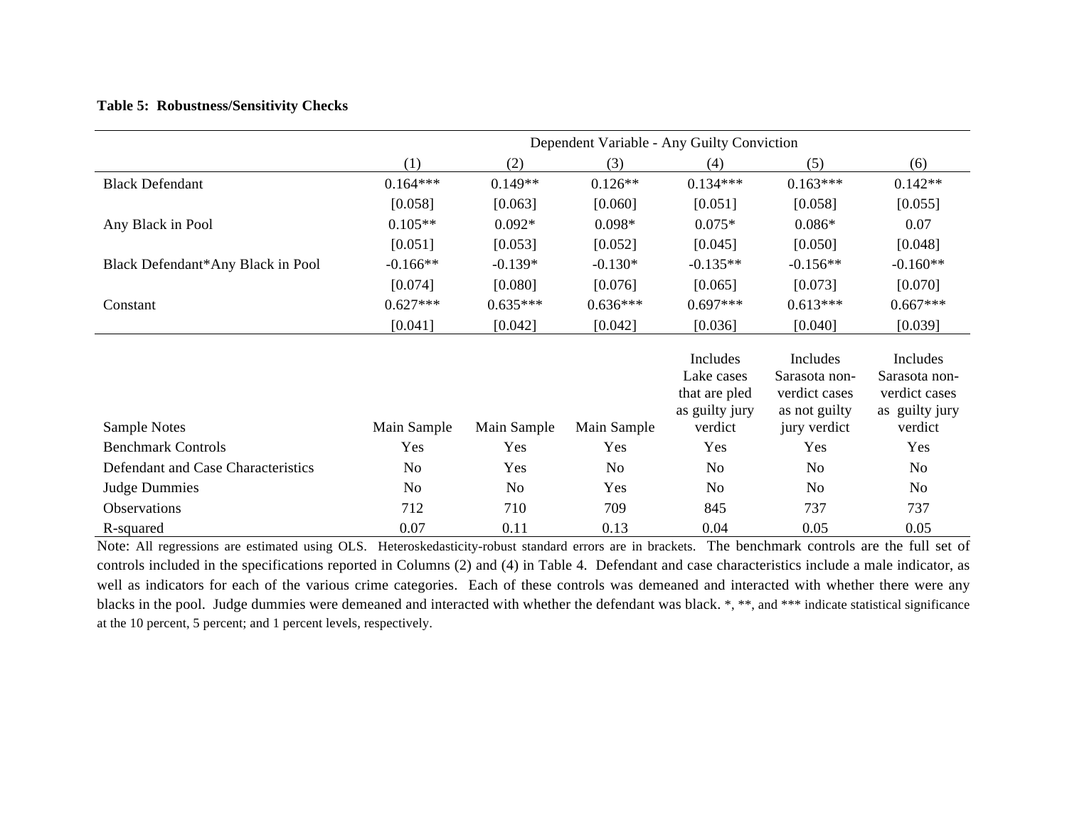**Table 5: Robustness/Sensitivity Checks**

| | Dependent Variable - Any Guilty Conviction | | | | | |
|---|---|---|---|---|---|---|
| | (1) | (2) | (3) | (4) | (5) | (6) |
| Black Defendant | 0.164*** | 0.149** | 0.126** | 0.134*** | 0.163*** | 0.142** |
| | [0.058] | [0.063] | [0.060] | [0.051] | [0.058] | [0.055] |
| Any Black in Pool | 0.105** | 0.092* | 0.098* | 0.075* | 0.086* | 0.07 |
| | [0.051] | [0.053] | [0.052] | [0.045] | [0.050] | [0.048] |
| Black Defendant*Any Black in Pool | -0.166** | -0.139* | -0.130* | -0.135** | -0.156** | -0.160** |
| | [0.074] | [0.080] | [0.076] | [0.065] | [0.073] | [0.070] |
| Constant | 0.627*** | 0.635*** | 0.636*** | 0.697*** | 0.613*** | 0.667*** |
| | [0.041] | [0.042] | [0.042] | [0.036] | [0.040] | [0.039] |
| Sample Notes | Main Sample | Main Sample | Main Sample | Includes Lake cases that are pled as guilty jury verdict | Includes Sarasota non-verdict cases as not guilty jury verdict | Includes Sarasota non-verdict cases as guilty jury verdict |
| Benchmark Controls | Yes | Yes | Yes | Yes | Yes | Yes |
| Defendant and Case Characteristics | No | Yes | No | No | No | No |
| Judge Dummies | No | No | Yes | No | No | No |
| Observations | 712 | 710 | 709 | 845 | 737 | 737 |
| R-squared | 0.07 | 0.11 | 0.13 | 0.04 | 0.05 | 0.05 |

Note: All regressions are estimated using OLS. Heteroskedasticity-robust standard errors are in brackets. The benchmark controls are the full set of controls included in the specifications reported in Columns (2) and (4) in Table 4. Defendant and case characteristics include a male indicator, as well as indicators for each of the various crime categories. Each of these controls was demeaned and interacted with whether there were any blacks in the pool. Judge dummies were demeaned and interacted with whether the defendant was black. *, **, and *** indicate statistical significance at the 10 percent, 5 percent; and 1 percent levels, respectively.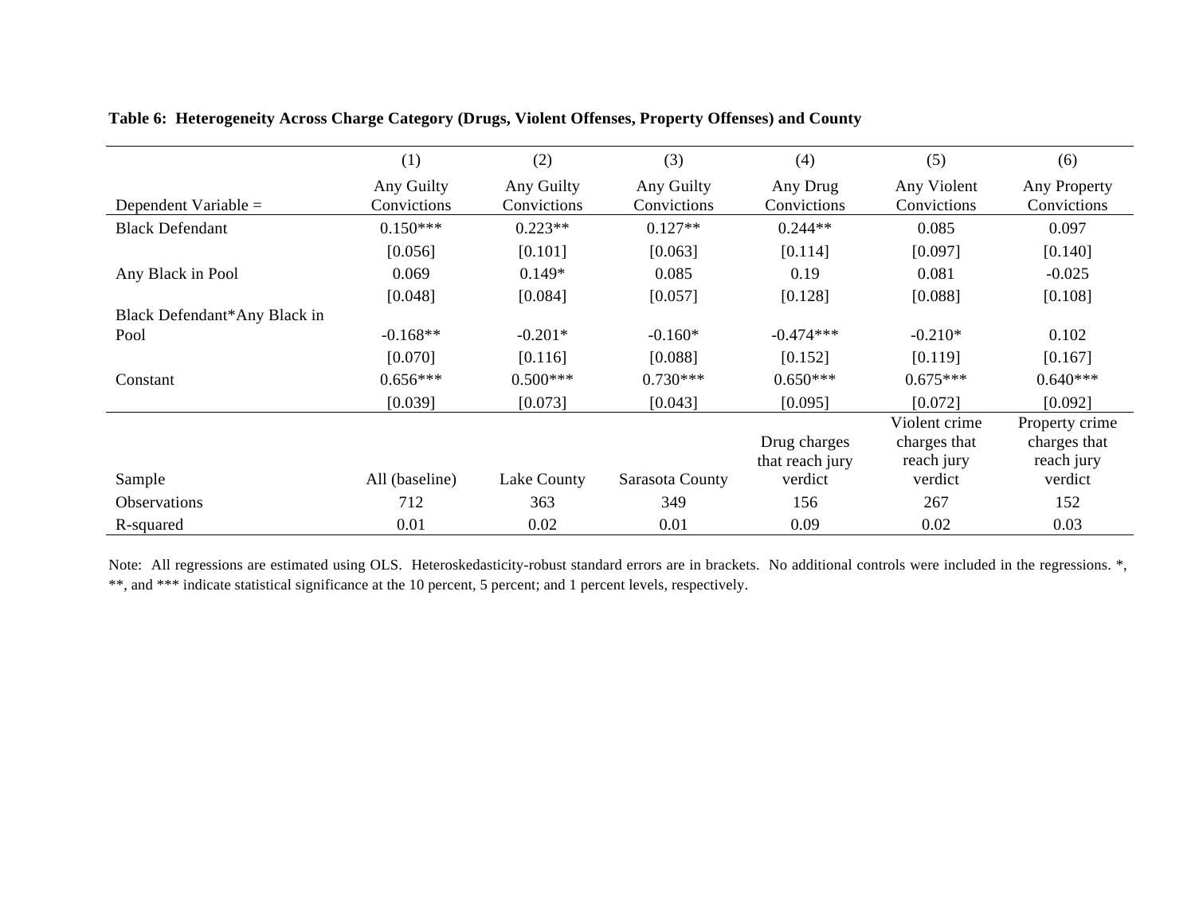**Table 6: Heterogeneity Across Charge Category (Drugs, Violent Offenses, Property Offenses) and County**

| | (1) | (2) | (3) | (4) | (5) | (6) |
|---|---|---|---|---|---|---|
| Dependent Variable = | Any Guilty Convictions | Any Guilty Convictions | Any Guilty Convictions | Any Drug Convictions | Any Violent Convictions | Any Property Convictions |
| Black Defendant | 0.150*** | 0.223** | 0.127** | 0.244** | 0.085 | 0.097 |
| | [0.056] | [0.101] | [0.063] | [0.114] | [0.097] | [0.140] |
| Any Black in Pool | 0.069 | 0.149* | 0.085 | 0.19 | 0.081 | -0.025 |
| | [0.048] | [0.084] | [0.057] | [0.128] | [0.088] | [0.108] |
| Black Defendant*Any Black in Pool | -0.168** | -0.201* | -0.160* | -0.474*** | -0.210* | 0.102 |
| | [0.070] | [0.116] | [0.088] | [0.152] | [0.119] | [0.167] |
| Constant | 0.656*** | 0.500*** | 0.730*** | 0.650*** | 0.675*** | 0.640*** |
| | [0.039] | [0.073] | [0.043] | [0.095] | [0.072] | [0.092] |
| Sample | All (baseline) | Lake County | Sarasota County | Drug charges that reach jury verdict | Violent crime charges that reach jury verdict | Property crime charges that reach jury verdict |
| Observations | 712 | 363 | 349 | 156 | 267 | 152 |
| R-squared | 0.01 | 0.02 | 0.01 | 0.09 | 0.02 | 0.03 |

Note: All regressions are estimated using OLS. Heteroskedasticity-robust standard errors are in brackets. No additional controls were included in the regressions. *, **, and *** indicate statistical significance at the 10 percent, 5 percent; and 1 percent levels, respectively.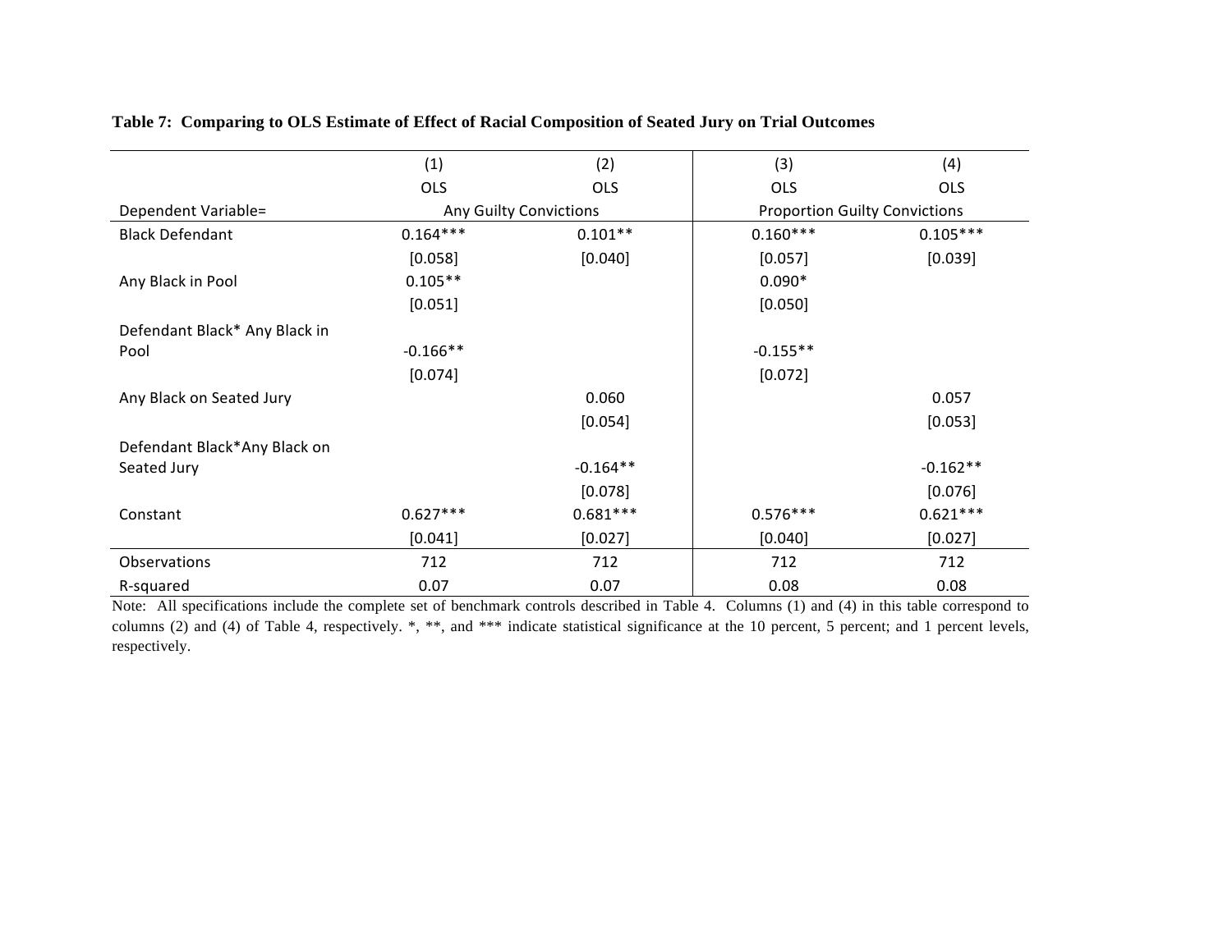**Table 7: Comparing to OLS Estimate of Effect of Racial Composition of Seated Jury on Trial Outcomes**

| | (1) | (2) | (3) | (4) |
|---|---|---|---|---|
| | OLS | OLS | OLS | OLS |
| Dependent Variable= | Any Guilty Convictions | | Proportion Guilty Convictions | |
| Black Defendant | 0.164*** | 0.101** | 0.160*** | 0.105*** |
| | [0.058] | [0.040] | [0.057] | [0.039] |
| Any Black in Pool | 0.105** | | 0.090* | |
| | [0.051] | | [0.050] | |
| Defendant Black* Any Black in Pool | -0.166** | | -0.155** | |
| | [0.074] | | [0.072] | |
| Any Black on Seated Jury | | 0.060 | | 0.057 |
| | | [0.054] | | [0.053] |
| Defendant Black*Any Black on Seated Jury | | -0.164** | | -0.162** |
| | | [0.078] | | [0.076] |
| Constant | 0.627*** | 0.681*** | 0.576*** | 0.621*** |
| | [0.041] | [0.027] | [0.040] | [0.027] |
| Observations | 712 | 712 | 712 | 712 |
| R-squared | 0.07 | 0.07 | 0.08 | 0.08 |

Note: All specifications include the complete set of benchmark controls described in Table 4. Columns (1) and (4) in this table correspond to columns (2) and (4) of Table 4, respectively. *, **, and *** indicate statistical significance at the 10 percent, 5 percent; and 1 percent levels, respectively.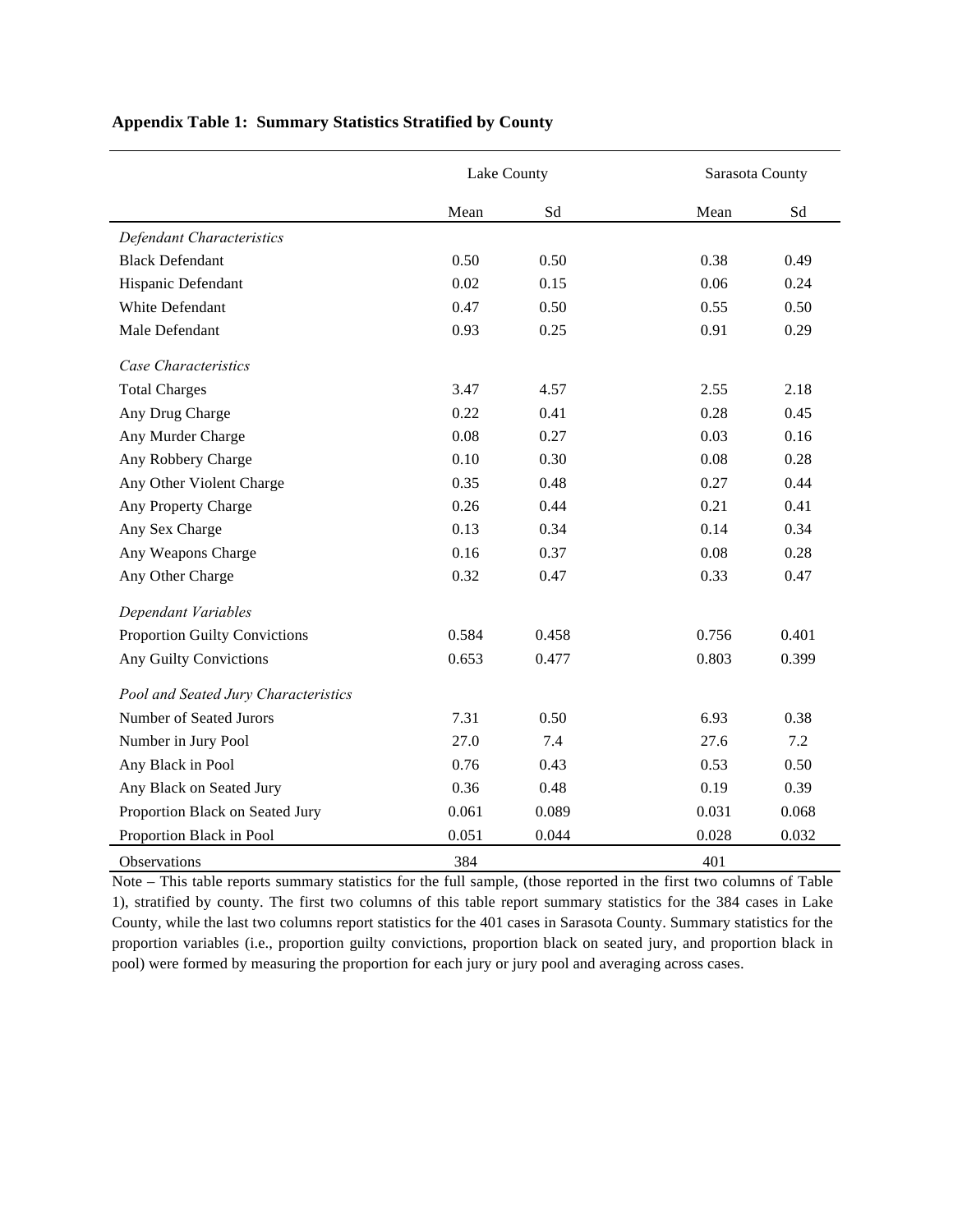**Appendix Table 1: Summary Statistics Stratified by County**

| | Lake County | | Sarasota County | |
|---|---|---|---|---|
| | Mean | Sd | Mean | Sd |
| *Defendant Characteristics* | | | | |
| Black Defendant | 0.50 | 0.50 | 0.38 | 0.49 |
| Hispanic Defendant | 0.02 | 0.15 | 0.06 | 0.24 |
| White Defendant | 0.47 | 0.50 | 0.55 | 0.50 |
| Male Defendant | 0.93 | 0.25 | 0.91 | 0.29 |
| *Case Characteristics* | | | | |
| Total Charges | 3.47 | 4.57 | 2.55 | 2.18 |
| Any Drug Charge | 0.22 | 0.41 | 0.28 | 0.45 |
| Any Murder Charge | 0.08 | 0.27 | 0.03 | 0.16 |
| Any Robbery Charge | 0.10 | 0.30 | 0.08 | 0.28 |
| Any Other Violent Charge | 0.35 | 0.48 | 0.27 | 0.44 |
| Any Property Charge | 0.26 | 0.44 | 0.21 | 0.41 |
| Any Sex Charge | 0.13 | 0.34 | 0.14 | 0.34 |
| Any Weapons Charge | 0.16 | 0.37 | 0.08 | 0.28 |
| Any Other Charge | 0.32 | 0.47 | 0.33 | 0.47 |
| *Dependant Variables* | | | | |
| Proportion Guilty Convictions | 0.584 | 0.458 | 0.756 | 0.401 |
| Any Guilty Convictions | 0.653 | 0.477 | 0.803 | 0.399 |
| *Pool and Seated Jury Characteristics* | | | | |
| Number of Seated Jurors | 7.31 | 0.50 | 6.93 | 0.38 |
| Number in Jury Pool | 27.0 | 7.4 | 27.6 | 7.2 |
| Any Black in Pool | 0.76 | 0.43 | 0.53 | 0.50 |
| Any Black on Seated Jury | 0.36 | 0.48 | 0.19 | 0.39 |
| Proportion Black on Seated Jury | 0.061 | 0.089 | 0.031 | 0.068 |
| Proportion Black in Pool | 0.051 | 0.044 | 0.028 | 0.032 |
| Observations | 384 | | 401 | |

Note – This table reports summary statistics for the full sample, (those reported in the first two columns of Table 1), stratified by county. The first two columns of this table report summary statistics for the 384 cases in Lake County, while the last two columns report statistics for the 401 cases in Sarasota County. Summary statistics for the proportion variables (i.e., proportion guilty convictions, proportion black on seated jury, and proportion black in pool) were formed by measuring the proportion for each jury or jury pool and averaging across cases.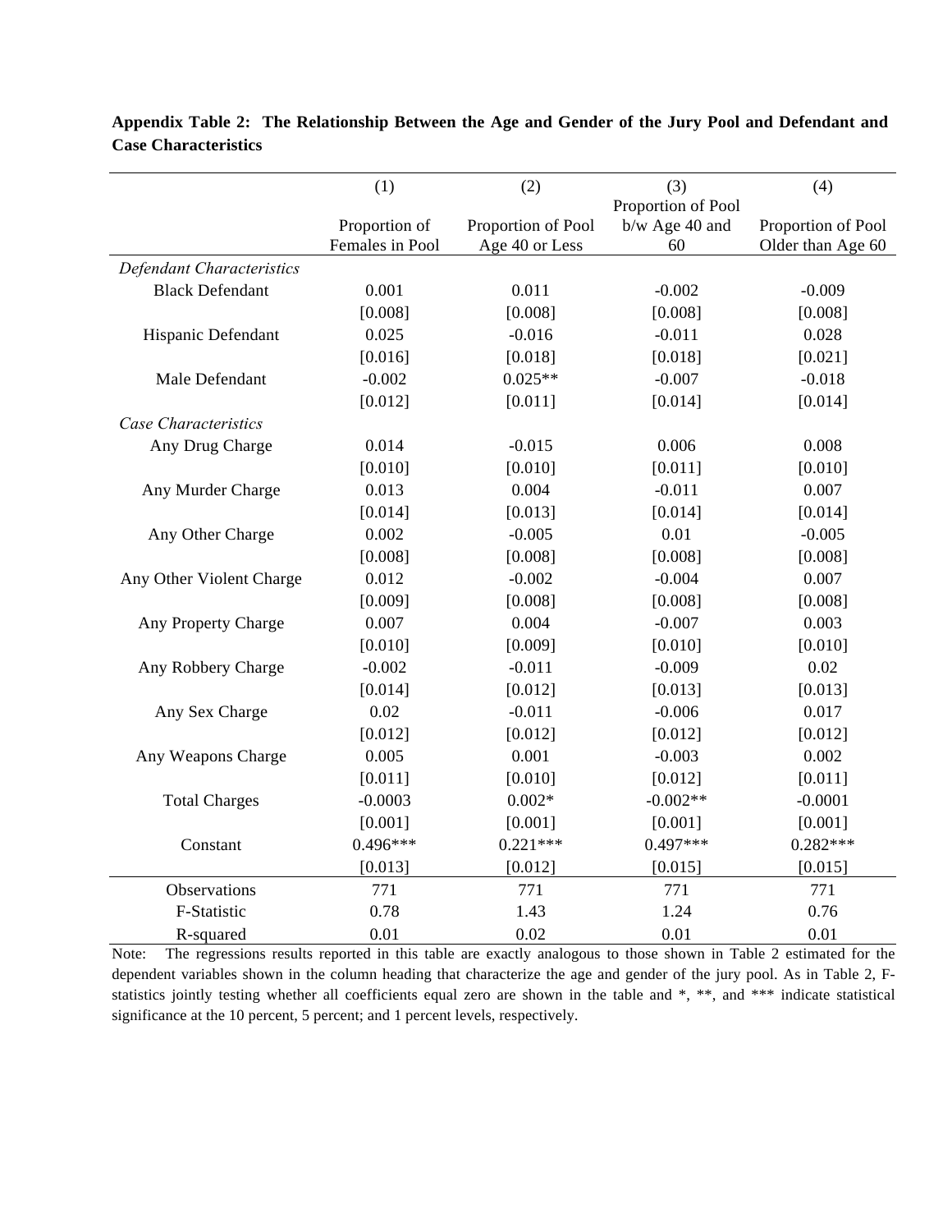**Appendix Table 2: The Relationship Between the Age and Gender of the Jury Pool and Defendant and Case Characteristics**

| | (1) | (2) | (3) | (4) |
|---|---|---|---|---|
| | Proportion of Females in Pool | Proportion of Pool Age 40 or Less | Proportion of Pool b/w Age 40 and 60 | Proportion of Pool Older than Age 60 |
| *Defendant Characteristics* | | | | |
| Black Defendant | 0.001 | 0.011 | -0.002 | -0.009 |
| | [0.008] | [0.008] | [0.008] | [0.008] |
| Hispanic Defendant | 0.025 | -0.016 | -0.011 | 0.028 |
| | [0.016] | [0.018] | [0.018] | [0.021] |
| Male Defendant | -0.002 | 0.025** | -0.007 | -0.018 |
| | [0.012] | [0.011] | [0.014] | [0.014] |
| *Case Characteristics* | | | | |
| Any Drug Charge | 0.014 | -0.015 | 0.006 | 0.008 |
| | [0.010] | [0.010] | [0.011] | [0.010] |
| Any Murder Charge | 0.013 | 0.004 | -0.011 | 0.007 |
| | [0.014] | [0.013] | [0.014] | [0.014] |
| Any Other Charge | 0.002 | -0.005 | 0.01 | -0.005 |
| | [0.008] | [0.008] | [0.008] | [0.008] |
| Any Other Violent Charge | 0.012 | -0.002 | -0.004 | 0.007 |
| | [0.009] | [0.008] | [0.008] | [0.008] |
| Any Property Charge | 0.007 | 0.004 | -0.007 | 0.003 |
| | [0.010] | [0.009] | [0.010] | [0.010] |
| Any Robbery Charge | -0.002 | -0.011 | -0.009 | 0.02 |
| | [0.014] | [0.012] | [0.013] | [0.013] |
| Any Sex Charge | 0.02 | -0.011 | -0.006 | 0.017 |
| | [0.012] | [0.012] | [0.012] | [0.012] |
| Any Weapons Charge | 0.005 | 0.001 | -0.003 | 0.002 |
| | [0.011] | [0.010] | [0.012] | [0.011] |
| Total Charges | -0.0003 | 0.002* | -0.002** | -0.0001 |
| | [0.001] | [0.001] | [0.001] | [0.001] |
| Constant | 0.496*** | 0.221*** | 0.497*** | 0.282*** |
| | [0.013] | [0.012] | [0.015] | [0.015] |
| Observations | 771 | 771 | 771 | 771 |
| F-Statistic | 0.78 | 1.43 | 1.24 | 0.76 |
| R-squared | 0.01 | 0.02 | 0.01 | 0.01 |

Note: The regressions results reported in this table are exactly analogous to those shown in Table 2 estimated for the dependent variables shown in the column heading that characterize the age and gender of the jury pool. As in Table 2, F-statistics jointly testing whether all coefficients equal zero are shown in the table and *, **, and *** indicate statistical significance at the 10 percent, 5 percent; and 1 percent levels, respectively.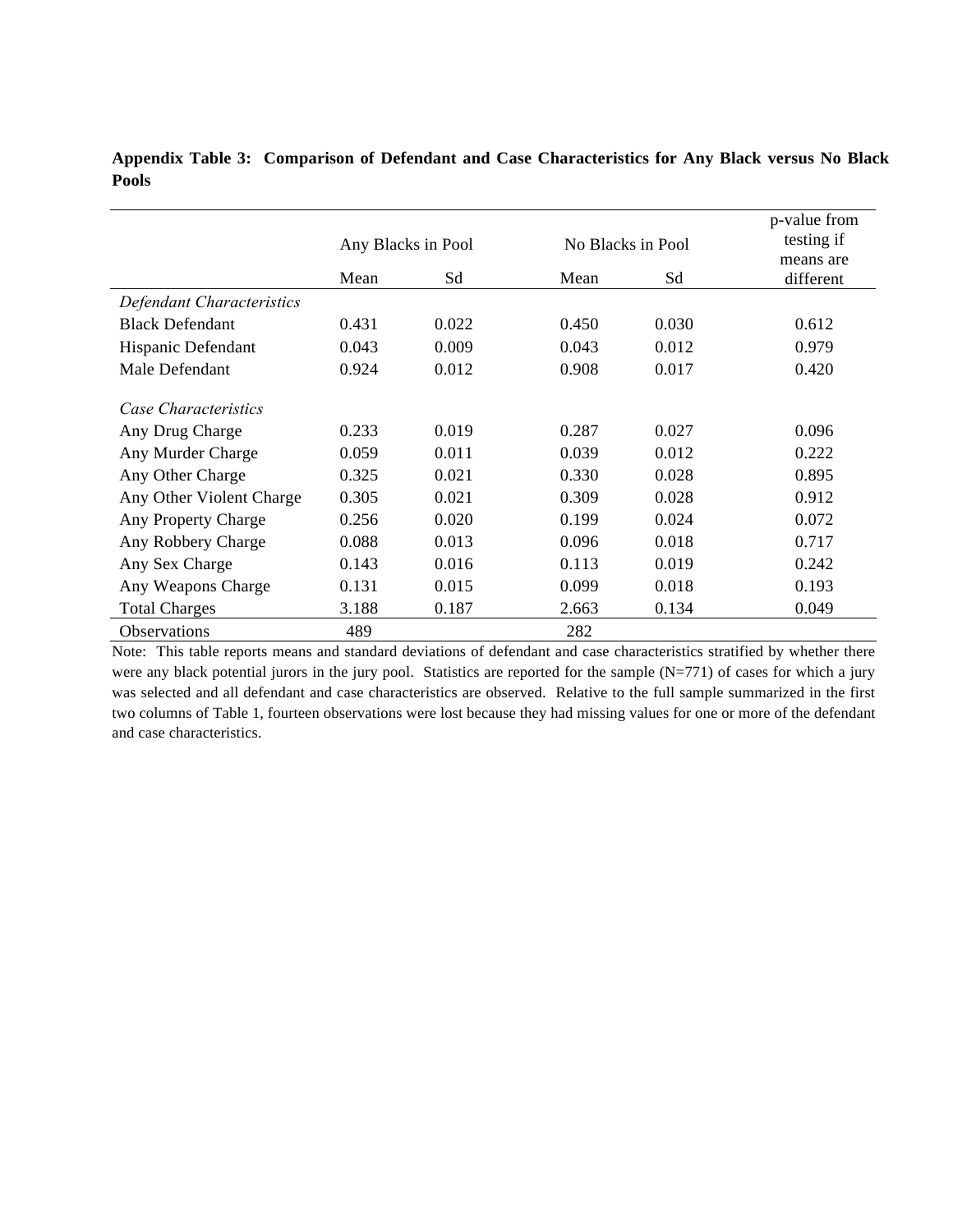**Appendix Table 3: Comparison of Defendant and Case Characteristics for Any Black versus No Black Pools**

| | Any Blacks in Pool | | No Blacks in Pool | | p-value from testing if means are different |
|---|---|---|---|---|---|
| | Mean | Sd | Mean | Sd | |
| *Defendant Characteristics* | | | | | |
| Black Defendant | 0.431 | 0.022 | 0.450 | 0.030 | 0.612 |
| Hispanic Defendant | 0.043 | 0.009 | 0.043 | 0.012 | 0.979 |
| Male Defendant | 0.924 | 0.012 | 0.908 | 0.017 | 0.420 |
| *Case Characteristics* | | | | | |
| Any Drug Charge | 0.233 | 0.019 | 0.287 | 0.027 | 0.096 |
| Any Murder Charge | 0.059 | 0.011 | 0.039 | 0.012 | 0.222 |
| Any Other Charge | 0.325 | 0.021 | 0.330 | 0.028 | 0.895 |
| Any Other Violent Charge | 0.305 | 0.021 | 0.309 | 0.028 | 0.912 |
| Any Property Charge | 0.256 | 0.020 | 0.199 | 0.024 | 0.072 |
| Any Robbery Charge | 0.088 | 0.013 | 0.096 | 0.018 | 0.717 |
| Any Sex Charge | 0.143 | 0.016 | 0.113 | 0.019 | 0.242 |
| Any Weapons Charge | 0.131 | 0.015 | 0.099 | 0.018 | 0.193 |
| Total Charges | 3.188 | 0.187 | 2.663 | 0.134 | 0.049 |
| Observations | 489 | | 282 | | |

Note: This table reports means and standard deviations of defendant and case characteristics stratified by whether there were any black potential jurors in the jury pool. Statistics are reported for the sample (N=771) of cases for which a jury was selected and all defendant and case characteristics are observed. Relative to the full sample summarized in the first two columns of Table 1, fourteen observations were lost because they had missing values for one or more of the defendant and case characteristics.